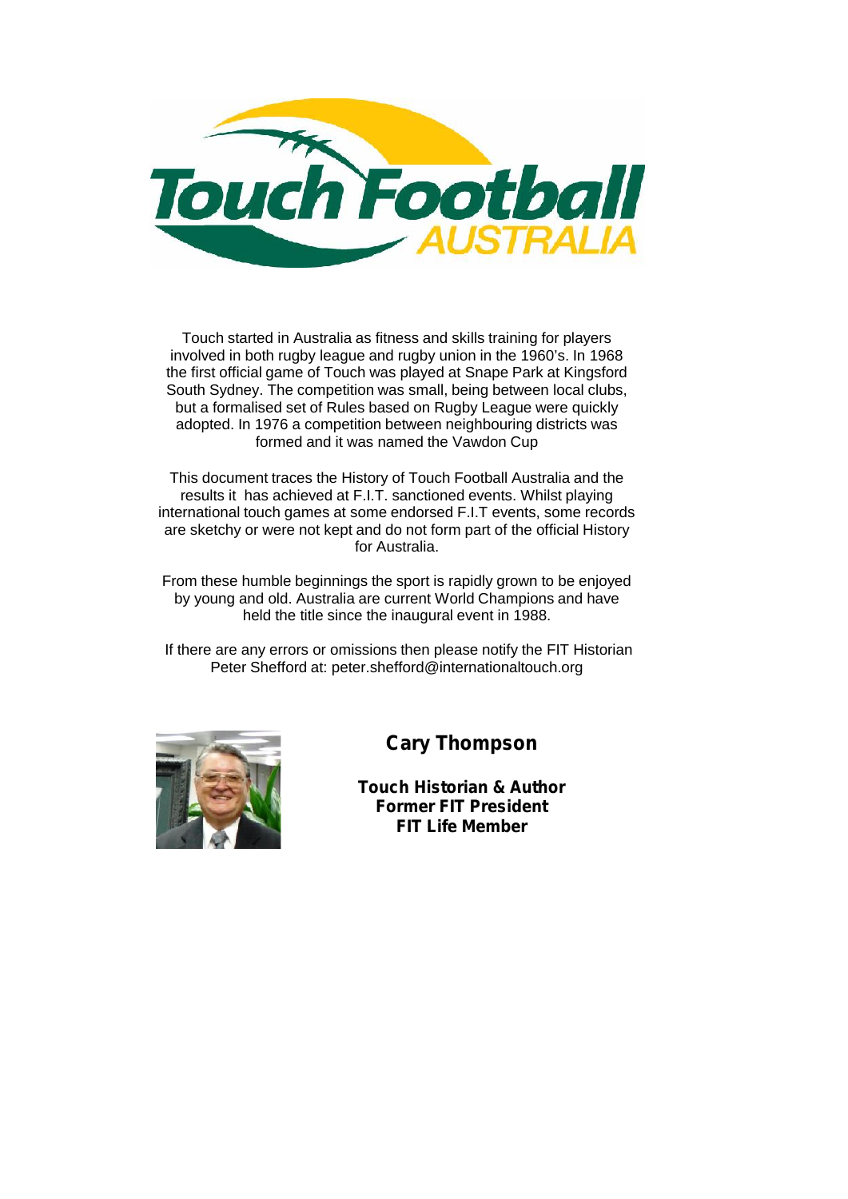# Touch Football AUSTRALIA

Touch started in Australia as fitness and skills training for players involved in both rugby league and rugby union in the 1960's. In 1968 the first official game of Touch was played at Snape Park at Kingsford South Sydney. The competition was small, being between local clubs, but a formalised set of Rules based on Rugby League were quickly adopted. In 1976 a competition between neighbouring districts was formed and it was named the Vawdon Cup

This document traces the History of Touch Football Australia and the results it has achieved at F.I.T. sanctioned events. Whilst playing international touch games at some endorsed F.I.T events, some records are sketchy or were not kept and do not form part of the official History for Australia.

From these humble beginnings the sport is rapidly grown to be enjoyed by young and old. Australia are current World Champions and have held the title since the inaugural event in 1988.

If there are any errors or omissions then please notify the FIT Historian Peter Shefford at: peter.shefford@internationaltouch.org

**Cary Thompson**

**Touch Historian & Author**
**Former FIT President**
**FIT Life Member**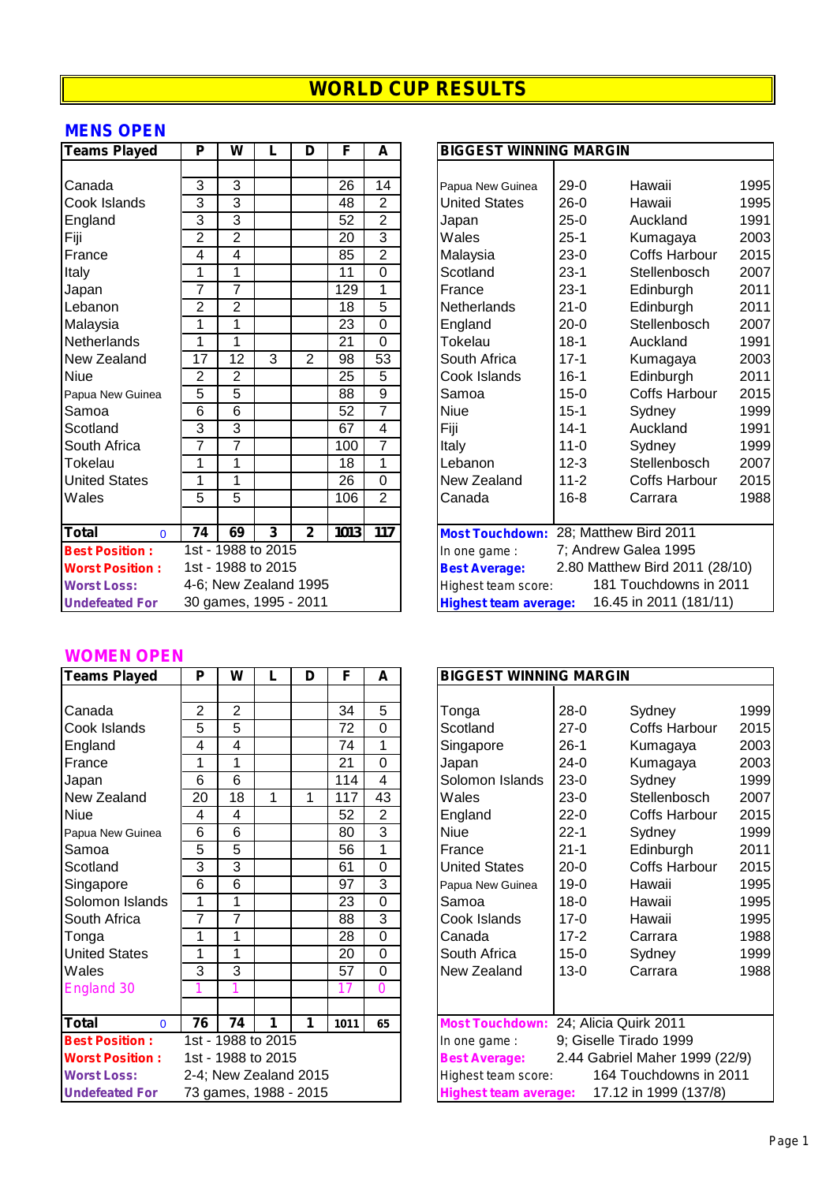# WORLD CUP RESULTS

## MENS OPEN

| Teams Played | P | W | L | D | F | A |
|---|---|---|---|---|---|---|
| Canada | 3 | 3 | | | 26 | 14 |
| Cook Islands | 3 | 3 | | | 48 | 2 |
| England | 3 | 3 | | | 52 | 2 |
| Fiji | 2 | 2 | | | 20 | 3 |
| France | 4 | 4 | | | 85 | 2 |
| Italy | 1 | 1 | | | 11 | 0 |
| Japan | 7 | 7 | | | 129 | 1 |
| Lebanon | 2 | 2 | | | 18 | 5 |
| Malaysia | 1 | 1 | | | 23 | 0 |
| Netherlands | 1 | 1 | | | 21 | 0 |
| New Zealand | 17 | 12 | 3 | 2 | 98 | 53 |
| Niue | 2 | 2 | | | 25 | 5 |
| Papua New Guinea | 5 | 5 | | | 88 | 9 |
| Samoa | 6 | 6 | | | 52 | 7 |
| Scotland | 3 | 3 | | | 67 | 4 |
| South Africa | 7 | 7 | | | 100 | 7 |
| Tokelau | 1 | 1 | | | 18 | 1 |
| United States | 1 | 1 | | | 26 | 0 |
| Wales | 5 | 5 | | | 106 | 2 |
| **Total** 0 | **74** | **69** | **3** | **2** | **1013** | **117** |

**Best Position :** 1st - 1988 to 2015
**Worst Position :** 1st - 1988 to 2015
**Worst Loss:** 4-6; New Zealand 1995
**Undefeated For** 30 games, 1995 - 2011

| BIGGEST WINNING MARGIN | | | |
|---|---|---|---|
| Papua New Guinea | 29-0 | Hawaii | 1995 |
| United States | 26-0 | Hawaii | 1995 |
| Japan | 25-0 | Auckland | 1991 |
| Wales | 25-1 | Kumagaya | 2003 |
| Malaysia | 23-0 | Coffs Harbour | 2015 |
| Scotland | 23-1 | Stellenbosch | 2007 |
| France | 23-1 | Edinburgh | 2011 |
| Netherlands | 21-0 | Edinburgh | 2011 |
| England | 20-0 | Stellenbosch | 2007 |
| Tokelau | 18-1 | Auckland | 1991 |
| South Africa | 17-1 | Kumagaya | 2003 |
| Cook Islands | 16-1 | Edinburgh | 2011 |
| Samoa | 15-0 | Coffs Harbour | 2015 |
| Niue | 15-1 | Sydney | 1999 |
| Fiji | 14-1 | Auckland | 1991 |
| Italy | 11-0 | Sydney | 1999 |
| Lebanon | 12-3 | Stellenbosch | 2007 |
| New Zealand | 11-2 | Coffs Harbour | 2015 |
| Canada | 16-8 | Carrara | 1988 |

**Most Touchdown:** 28; Matthew Bird 2011
In one game : 7; Andrew Galea 1995
**Best Average:** 2.80 Matthew Bird 2011 (28/10)
Highest team score: 181 Touchdowns in 2011
**Highest team average:** 16.45 in 2011 (181/11)

## WOMEN OPEN

| Teams Played | P | W | L | D | F | A |
|---|---|---|---|---|---|---|
| Canada | 2 | 2 | | | 34 | 5 |
| Cook Islands | 5 | 5 | | | 72 | 0 |
| England | 4 | 4 | | | 74 | 1 |
| France | 1 | 1 | | | 21 | 0 |
| Japan | 6 | 6 | | | 114 | 4 |
| New Zealand | 20 | 18 | 1 | 1 | 117 | 43 |
| Niue | 4 | 4 | | | 52 | 2 |
| Papua New Guinea | 6 | 6 | | | 80 | 3 |
| Samoa | 5 | 5 | | | 56 | 1 |
| Scotland | 3 | 3 | | | 61 | 0 |
| Singapore | 6 | 6 | | | 97 | 3 |
| Solomon Islands | 1 | 1 | | | 23 | 0 |
| South Africa | 7 | 7 | | | 88 | 3 |
| Tonga | 1 | 1 | | | 28 | 0 |
| United States | 1 | 1 | | | 20 | 0 |
| Wales | 3 | 3 | | | 57 | 0 |
| England 30 | 1 | 1 | | | 17 | 0 |
| **Total** 0 | **76** | **74** | **1** | **1** | **1011** | **65** |

**Best Position :** 1st - 1988 to 2015
**Worst Position :** 1st - 1988 to 2015
**Worst Loss:** 2-4; New Zealand 2015
**Undefeated For** 73 games, 1988 - 2015

| BIGGEST WINNING MARGIN | | | |
|---|---|---|---|
| Tonga | 28-0 | Sydney | 1999 |
| Scotland | 27-0 | Coffs Harbour | 2015 |
| Singapore | 26-1 | Kumagaya | 2003 |
| Japan | 24-0 | Kumagaya | 2003 |
| Solomon Islands | 23-0 | Sydney | 1999 |
| Wales | 23-0 | Stellenbosch | 2007 |
| England | 22-0 | Coffs Harbour | 2015 |
| Niue | 22-1 | Sydney | 1999 |
| France | 21-1 | Edinburgh | 2011 |
| United States | 20-0 | Coffs Harbour | 2015 |
| Papua New Guinea | 19-0 | Hawaii | 1995 |
| Samoa | 18-0 | Hawaii | 1995 |
| Cook Islands | 17-0 | Hawaii | 1995 |
| Canada | 17-2 | Carrara | 1988 |
| South Africa | 15-0 | Sydney | 1999 |
| New Zealand | 13-0 | Carrara | 1988 |

**Most Touchdown:** 24; Alicia Quirk 2011
In one game : 9; Giselle Tirado 1999
**Best Average:** 2.44 Gabriel Maher 1999 (22/9)
Highest team score: 164 Touchdowns in 2011
**Highest team average:** 17.12 in 1999 (137/8)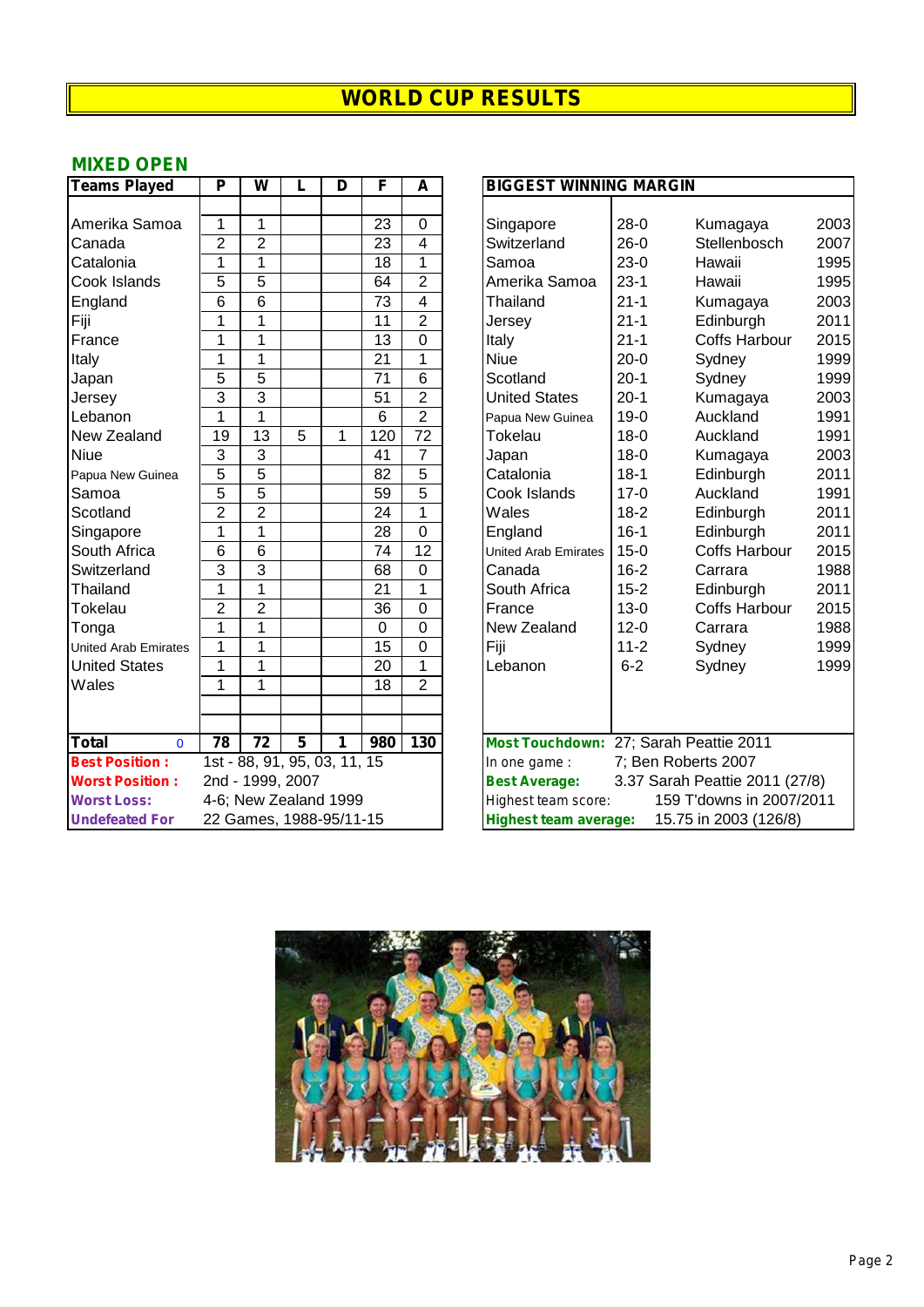# WORLD CUP RESULTS

## MIXED OPEN

| Teams Played | P | W | L | D | F | A |
|---|---|---|---|---|---|---|
| Amerika Samoa | 1 | 1 | | | 23 | 0 |
| Canada | 2 | 2 | | | 23 | 4 |
| Catalonia | 1 | 1 | | | 18 | 1 |
| Cook Islands | 5 | 5 | | | 64 | 2 |
| England | 6 | 6 | | | 73 | 4 |
| Fiji | 1 | 1 | | | 11 | 2 |
| France | 1 | 1 | | | 13 | 0 |
| Italy | 1 | 1 | | | 21 | 1 |
| Japan | 5 | 5 | | | 71 | 6 |
| Jersey | 3 | 3 | | | 51 | 2 |
| Lebanon | 1 | 1 | | | 6 | 2 |
| New Zealand | 19 | 13 | 5 | 1 | 120 | 72 |
| Niue | 3 | 3 | | | 41 | 7 |
| Papua New Guinea | 5 | 5 | | | 82 | 5 |
| Samoa | 5 | 5 | | | 59 | 5 |
| Scotland | 2 | 2 | | | 24 | 1 |
| Singapore | 1 | 1 | | | 28 | 0 |
| South Africa | 6 | 6 | | | 74 | 12 |
| Switzerland | 3 | 3 | | | 68 | 0 |
| Thailand | 1 | 1 | | | 21 | 1 |
| Tokelau | 2 | 2 | | | 36 | 0 |
| Tonga | 1 | 1 | | | 0 | 0 |
| United Arab Emirates | 1 | 1 | | | 15 | 0 |
| United States | 1 | 1 | | | 20 | 1 |
| Wales | 1 | 1 | | | 18 | 2 |
| **Total** 0 | **78** | **72** | **5** | **1** | **980** | **130** |

**Best Position :** 1st - 88, 91, 95, 03, 11, 15

**Worst Position :** 2nd - 1999, 2007

**Worst Loss:** 4-6; New Zealand 1999

**Undefeated For** 22 Games, 1988-95/11-15

| BIGGEST WINNING MARGIN | | | |
|---|---|---|---|
| Singapore | 28-0 | Kumagaya | 2003 |
| Switzerland | 26-0 | Stellenbosch | 2007 |
| Samoa | 23-0 | Hawaii | 1995 |
| Amerika Samoa | 23-1 | Hawaii | 1995 |
| Thailand | 21-1 | Kumagaya | 2003 |
| Jersey | 21-1 | Edinburgh | 2011 |
| Italy | 21-1 | Coffs Harbour | 2015 |
| Niue | 20-0 | Sydney | 1999 |
| Scotland | 20-1 | Sydney | 1999 |
| United States | 20-1 | Kumagaya | 2003 |
| Papua New Guinea | 19-0 | Auckland | 1991 |
| Tokelau | 18-0 | Auckland | 1991 |
| Japan | 18-0 | Kumagaya | 2003 |
| Catalonia | 18-1 | Edinburgh | 2011 |
| Cook Islands | 17-0 | Auckland | 1991 |
| Wales | 18-2 | Edinburgh | 2011 |
| England | 16-1 | Edinburgh | 2011 |
| United Arab Emirates | 15-0 | Coffs Harbour | 2015 |
| Canada | 16-2 | Carrara | 1988 |
| South Africa | 15-2 | Edinburgh | 2011 |
| France | 13-0 | Coffs Harbour | 2015 |
| New Zealand | 12-0 | Carrara | 1988 |
| Fiji | 11-2 | Sydney | 1999 |
| Lebanon | 6-2 | Sydney | 1999 |

**Most Touchdown:** 27; Sarah Peattie 2011

In one game : 7; Ben Roberts 2007

**Best Average:** 3.37 Sarah Peattie 2011 (27/8)

Highest team score: 159 T'downs in 2007/2011

**Highest team average:** 15.75 in 2003 (126/8)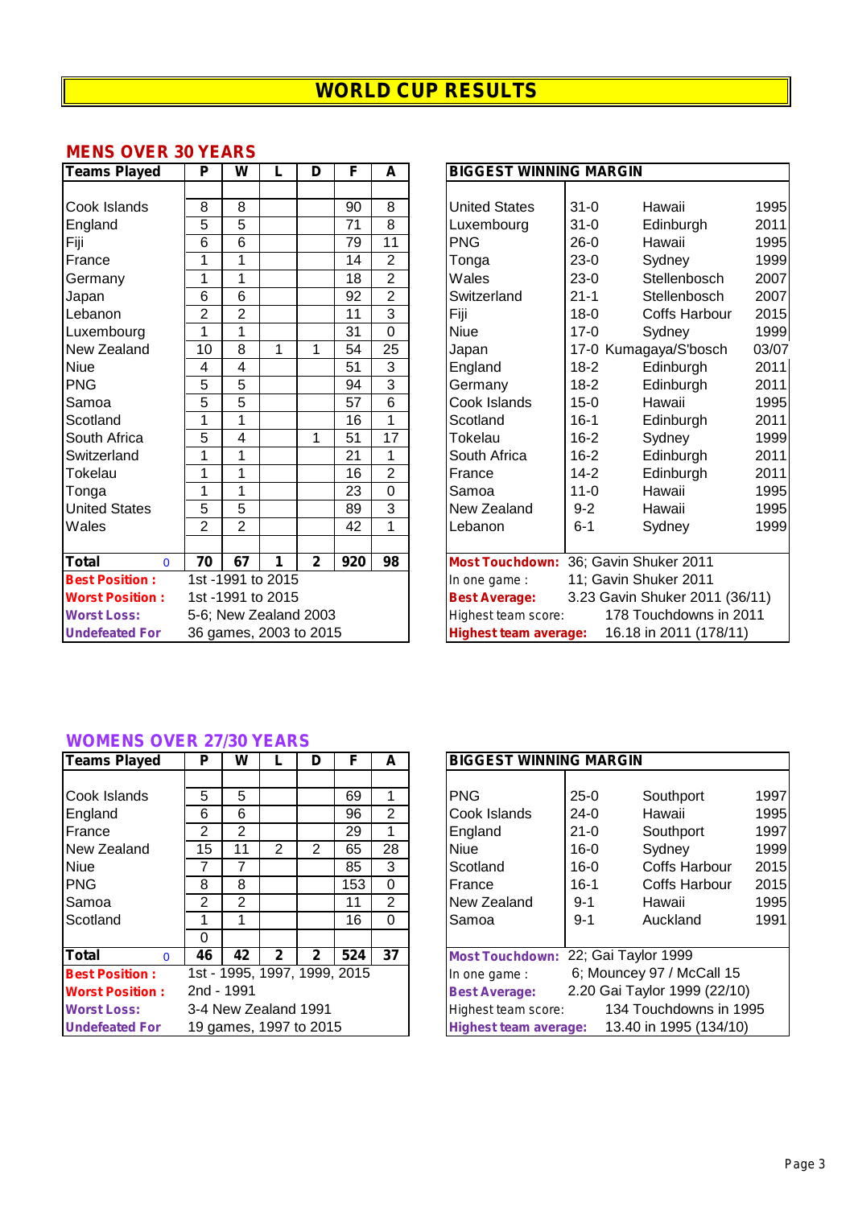# WORLD CUP RESULTS

## MENS OVER 30 YEARS

| Teams Played | P | W | L | D | F | A |
|---|---|---|---|---|---|---|
| Cook Islands | 8 | 8 | | | 90 | 8 |
| England | 5 | 5 | | | 71 | 8 |
| Fiji | 6 | 6 | | | 79 | 11 |
| France | 1 | 1 | | | 14 | 2 |
| Germany | 1 | 1 | | | 18 | 2 |
| Japan | 6 | 6 | | | 92 | 2 |
| Lebanon | 2 | 2 | | | 11 | 3 |
| Luxembourg | 1 | 1 | | | 31 | 0 |
| New Zealand | 10 | 8 | 1 | 1 | 54 | 25 |
| Niue | 4 | 4 | | | 51 | 3 |
| PNG | 5 | 5 | | | 94 | 3 |
| Samoa | 5 | 5 | | | 57 | 6 |
| Scotland | 1 | 1 | | | 16 | 1 |
| South Africa | 5 | 4 | | 1 | 51 | 17 |
| Switzerland | 1 | 1 | | | 21 | 1 |
| Tokelau | 1 | 1 | | | 16 | 2 |
| Tonga | 1 | 1 | | | 23 | 0 |
| United States | 5 | 5 | | | 89 | 3 |
| Wales | 2 | 2 | | | 42 | 1 |
| **Total** 0 | **70** | **67** | **1** | **2** | **920** | **98** |

**Best Position :** 1st -1991 to 2015
**Worst Position :** 1st -1991 to 2015
**Worst Loss:** 5-6; New Zealand 2003
**Undefeated For** 36 games, 2003 to 2015

| BIGGEST WINNING MARGIN | | | |
|---|---|---|---|
| United States | 31-0 | Hawaii | 1995 |
| Luxembourg | 31-0 | Edinburgh | 2011 |
| PNG | 26-0 | Hawaii | 1995 |
| Tonga | 23-0 | Sydney | 1999 |
| Wales | 23-0 | Stellenbosch | 2007 |
| Switzerland | 21-1 | Stellenbosch | 2007 |
| Fiji | 18-0 | Coffs Harbour | 2015 |
| Niue | 17-0 | Sydney | 1999 |
| Japan | 17-0 | Kumagaya/S'bosch | 03/07 |
| England | 18-2 | Edinburgh | 2011 |
| Germany | 18-2 | Edinburgh | 2011 |
| Cook Islands | 15-0 | Hawaii | 1995 |
| Scotland | 16-1 | Edinburgh | 2011 |
| Tokelau | 16-2 | Sydney | 1999 |
| South Africa | 16-2 | Edinburgh | 2011 |
| France | 14-2 | Edinburgh | 2011 |
| Samoa | 11-0 | Hawaii | 1995 |
| New Zealand | 9-2 | Hawaii | 1995 |
| Lebanon | 6-1 | Sydney | 1999 |

**Most Touchdown:** 36; Gavin Shuker 2011
In one game : 11; Gavin Shuker 2011
**Best Average:** 3.23 Gavin Shuker 2011 (36/11)
Highest team score: 178 Touchdowns in 2011
**Highest team average:** 16.18 in 2011 (178/11)

## WOMENS OVER 27/30 YEARS

| Teams Played | P | W | L | D | F | A |
|---|---|---|---|---|---|---|
| Cook Islands | 5 | 5 | | | 69 | 1 |
| England | 6 | 6 | | | 96 | 2 |
| France | 2 | 2 | | | 29 | 1 |
| New Zealand | 15 | 11 | 2 | 2 | 65 | 28 |
| Niue | 7 | 7 | | | 85 | 3 |
| PNG | 8 | 8 | | | 153 | 0 |
| Samoa | 2 | 2 | | | 11 | 2 |
| Scotland | 1 | 1 | | | 16 | 0 |
| | 0 | | | | | |
| **Total** 0 | **46** | **42** | **2** | **2** | **524** | **37** |

**Best Position :** 1st - 1995, 1997, 1999, 2015
**Worst Position :** 2nd - 1991
**Worst Loss:** 3-4 New Zealand 1991
**Undefeated For** 19 games, 1997 to 2015

| BIGGEST WINNING MARGIN | | | |
|---|---|---|---|
| PNG | 25-0 | Southport | 1997 |
| Cook Islands | 24-0 | Hawaii | 1995 |
| England | 21-0 | Southport | 1997 |
| Niue | 16-0 | Sydney | 1999 |
| Scotland | 16-0 | Coffs Harbour | 2015 |
| France | 16-1 | Coffs Harbour | 2015 |
| New Zealand | 9-1 | Hawaii | 1995 |
| Samoa | 9-1 | Auckland | 1991 |

**Most Touchdown:** 22; Gai Taylor 1999
In one game : 6; Mouncey 97 / McCall 15
**Best Average:** 2.20 Gai Taylor 1999 (22/10)
Highest team score: 134 Touchdowns in 1995
**Highest team average:** 13.40 in 1995 (134/10)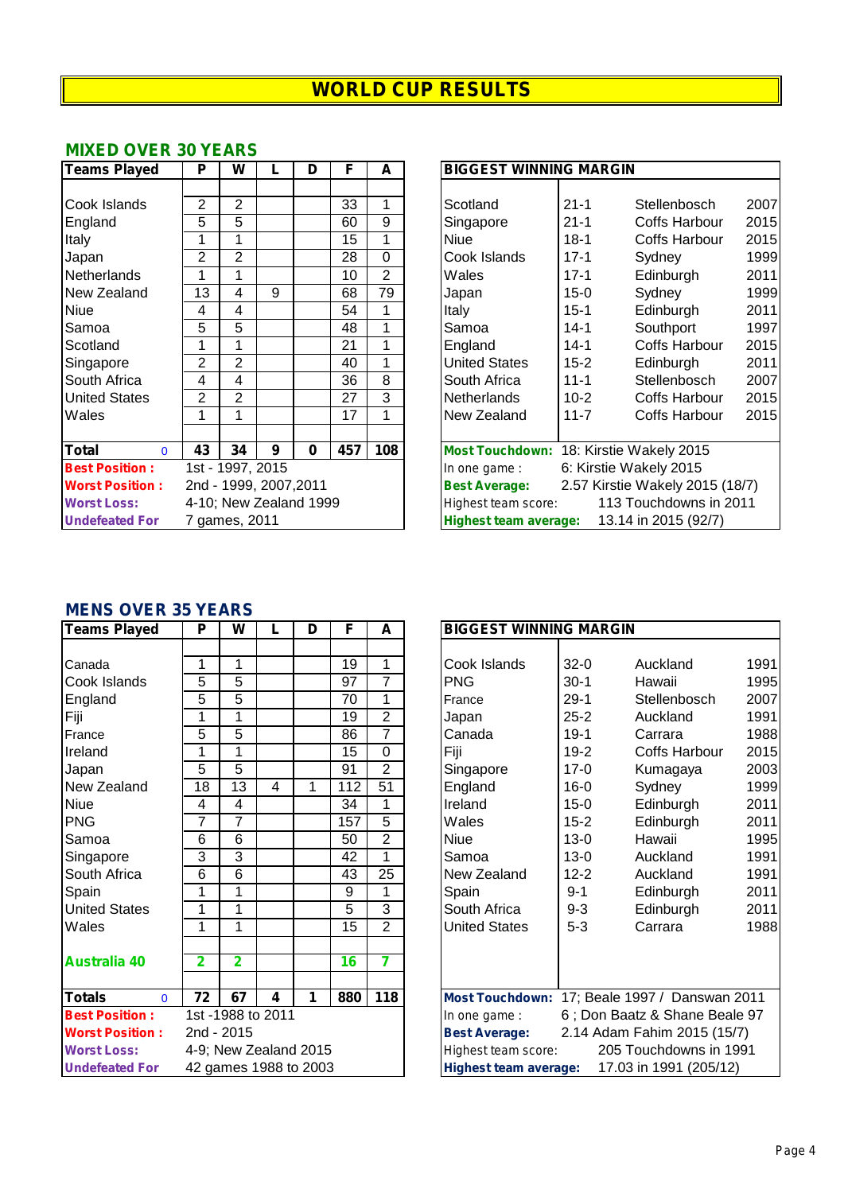# WORLD CUP RESULTS

## MIXED OVER 30 YEARS

| Teams Played | P | W | L | D | F | A |
|---|---|---|---|---|---|---|
| | | | | | | |
| Cook Islands | 2 | 2 | | | 33 | 1 |
| England | 5 | 5 | | | 60 | 9 |
| Italy | 1 | 1 | | | 15 | 1 |
| Japan | 2 | 2 | | | 28 | 0 |
| Netherlands | 1 | 1 | | | 10 | 2 |
| New Zealand | 13 | 4 | 9 | | 68 | 79 |
| Niue | 4 | 4 | | | 54 | 1 |
| Samoa | 5 | 5 | | | 48 | 1 |
| Scotland | 1 | 1 | | | 21 | 1 |
| Singapore | 2 | 2 | | | 40 | 1 |
| South Africa | 4 | 4 | | | 36 | 8 |
| United States | 2 | 2 | | | 27 | 3 |
| Wales | 1 | 1 | | | 17 | 1 |
| | | | | | | |
| **Total** 0 | **43** | **34** | **9** | **0** | **457** | **108** |

**Best Position :** 1st - 1997, 2015
**Worst Position :** 2nd - 1999, 2007,2011
**Worst Loss:** 4-10; New Zealand 1999
**Undefeated For** 7 games, 2011

| BIGGEST WINNING MARGIN | | | |
|---|---|---|---|
| | | | |
| Scotland | 21-1 | Stellenbosch | 2007 |
| Singapore | 21-1 | Coffs Harbour | 2015 |
| Niue | 18-1 | Coffs Harbour | 2015 |
| Cook Islands | 17-1 | Sydney | 1999 |
| Wales | 17-1 | Edinburgh | 2011 |
| Japan | 15-0 | Sydney | 1999 |
| Italy | 15-1 | Edinburgh | 2011 |
| Samoa | 14-1 | Southport | 1997 |
| England | 14-1 | Coffs Harbour | 2015 |
| United States | 15-2 | Edinburgh | 2011 |
| South Africa | 11-1 | Stellenbosch | 2007 |
| Netherlands | 10-2 | Coffs Harbour | 2015 |
| New Zealand | 11-7 | Coffs Harbour | 2015 |

**Most Touchdown:** 18: Kirstie Wakely 2015
In one game : 6: Kirstie Wakely 2015
**Best Average:** 2.57 Kirstie Wakely 2015 (18/7)
Highest team score: 113 Touchdowns in 2011
**Highest team average:** 13.14 in 2015 (92/7)

## MENS OVER 35 YEARS

| Teams Played | P | W | L | D | F | A |
|---|---|---|---|---|---|---|
| | | | | | | |
| Canada | 1 | 1 | | | 19 | 1 |
| Cook Islands | 5 | 5 | | | 97 | 7 |
| England | 5 | 5 | | | 70 | 1 |
| Fiji | 1 | 1 | | | 19 | 2 |
| France | 5 | 5 | | | 86 | 7 |
| Ireland | 1 | 1 | | | 15 | 0 |
| Japan | 5 | 5 | | | 91 | 2 |
| New Zealand | 18 | 13 | 4 | 1 | 112 | 51 |
| Niue | 4 | 4 | | | 34 | 1 |
| PNG | 7 | 7 | | | 157 | 5 |
| Samoa | 6 | 6 | | | 50 | 2 |
| Singapore | 3 | 3 | | | 42 | 1 |
| South Africa | 6 | 6 | | | 43 | 25 |
| Spain | 1 | 1 | | | 9 | 1 |
| United States | 1 | 1 | | | 5 | 3 |
| Wales | 1 | 1 | | | 15 | 2 |
| | | | | | | |
| **Australia 40** | **2** | **2** | | | **16** | **7** |
| | | | | | | |
| **Totals** 0 | **72** | **67** | **4** | **1** | **880** | **118** |

**Best Position :** 1st -1988 to 2011
**Worst Position :** 2nd - 2015
**Worst Loss:** 4-9; New Zealand 2015
**Undefeated For** 42 games 1988 to 2003

| BIGGEST WINNING MARGIN | | | |
|---|---|---|---|
| | | | |
| Cook Islands | 32-0 | Auckland | 1991 |
| PNG | 30-1 | Hawaii | 1995 |
| France | 29-1 | Stellenbosch | 2007 |
| Japan | 25-2 | Auckland | 1991 |
| Canada | 19-1 | Carrara | 1988 |
| Fiji | 19-2 | Coffs Harbour | 2015 |
| Singapore | 17-0 | Kumagaya | 2003 |
| England | 16-0 | Sydney | 1999 |
| Ireland | 15-0 | Edinburgh | 2011 |
| Wales | 15-2 | Edinburgh | 2011 |
| Niue | 13-0 | Hawaii | 1995 |
| Samoa | 13-0 | Auckland | 1991 |
| New Zealand | 12-2 | Auckland | 1991 |
| Spain | 9-1 | Edinburgh | 2011 |
| South Africa | 9-3 | Edinburgh | 2011 |
| United States | 5-3 | Carrara | 1988 |

**Most Touchdown:** 17; Beale 1997 / Danswan 2011
In one game : 6 ; Don Baatz & Shane Beale 97
**Best Average:** 2.14 Adam Fahim 2015 (15/7)
Highest team score: 205 Touchdowns in 1991
**Highest team average:** 17.03 in 1991 (205/12)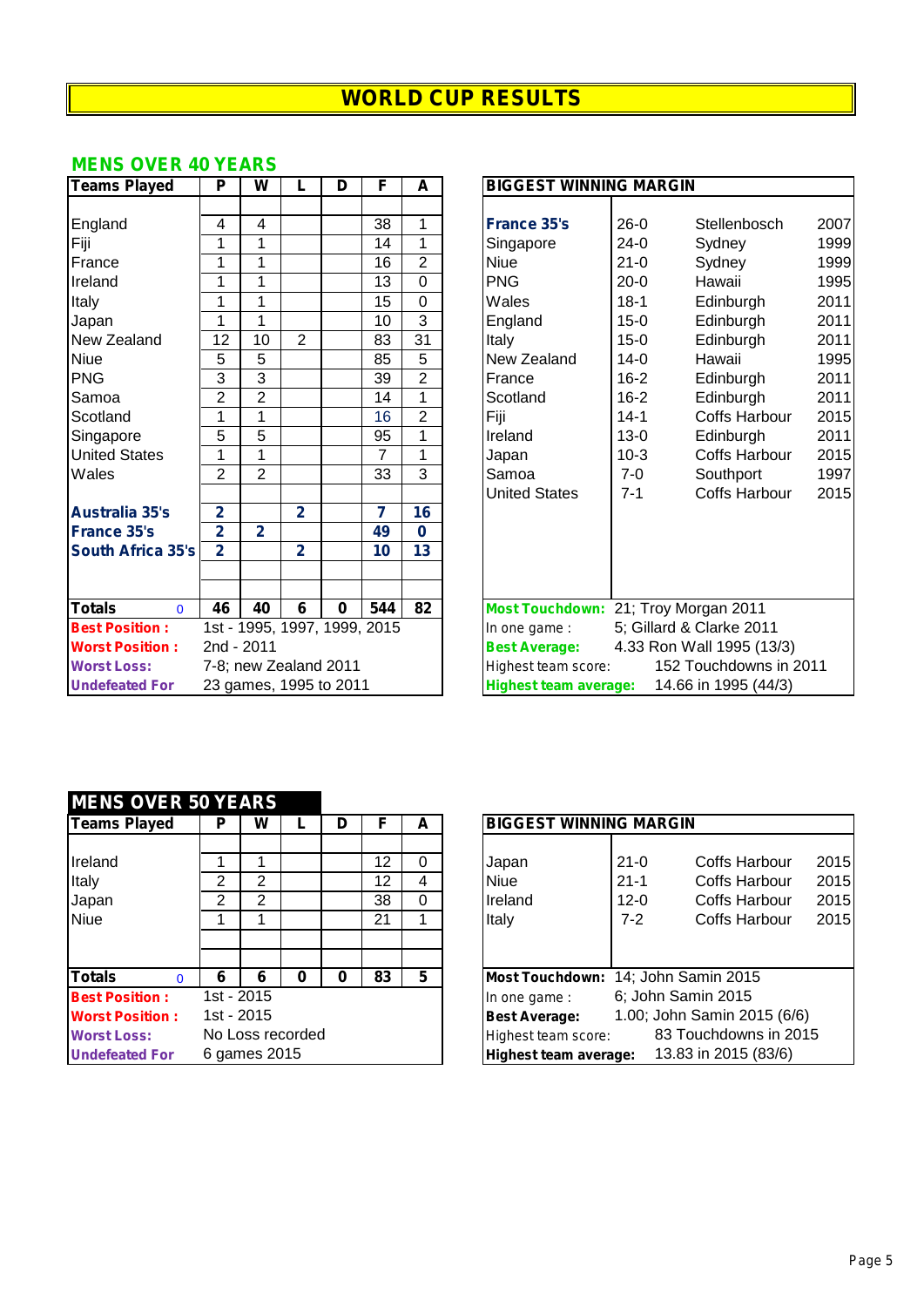# WORLD CUP RESULTS

## MENS OVER 40 YEARS

| Teams Played | P | W | L | D | F | A |
|---|---|---|---|---|---|---|
| England | 4 | 4 | | | 38 | 1 |
| Fiji | 1 | 1 | | | 14 | 1 |
| France | 1 | 1 | | | 16 | 2 |
| Ireland | 1 | 1 | | | 13 | 0 |
| Italy | 1 | 1 | | | 15 | 0 |
| Japan | 1 | 1 | | | 10 | 3 |
| New Zealand | 12 | 10 | 2 | | 83 | 31 |
| Niue | 5 | 5 | | | 85 | 5 |
| PNG | 3 | 3 | | | 39 | 2 |
| Samoa | 2 | 2 | | | 14 | 1 |
| Scotland | 1 | 1 | | | 16 | 2 |
| Singapore | 5 | 5 | | | 95 | 1 |
| United States | 1 | 1 | | | 7 | 1 |
| Wales | 2 | 2 | | | 33 | 3 |
| **Australia 35's** | **2** | | **2** | | **7** | **16** |
| **France 35's** | **2** | **2** | | | **49** | **0** |
| **South Africa 35's** | **2** | | **2** | | **10** | **13** |
| **Totals** 0 | **46** | **40** | **6** | **0** | **544** | **82** |

**Best Position :** 1st - 1995, 1997, 1999, 2015
**Worst Position :** 2nd - 2011
**Worst Loss:** 7-8; new Zealand 2011
**Undefeated For** 23 games, 1995 to 2011

| BIGGEST WINNING MARGIN | | | |
|---|---|---|---|
| **France 35's** | 26-0 | Stellenbosch | 2007 |
| Singapore | 24-0 | Sydney | 1999 |
| Niue | 21-0 | Sydney | 1999 |
| PNG | 20-0 | Hawaii | 1995 |
| Wales | 18-1 | Edinburgh | 2011 |
| England | 15-0 | Edinburgh | 2011 |
| Italy | 15-0 | Edinburgh | 2011 |
| New Zealand | 14-0 | Hawaii | 1995 |
| France | 16-2 | Edinburgh | 2011 |
| Scotland | 16-2 | Edinburgh | 2011 |
| Fiji | 14-1 | Coffs Harbour | 2015 |
| Ireland | 13-0 | Edinburgh | 2011 |
| Japan | 10-3 | Coffs Harbour | 2015 |
| Samoa | 7-0 | Southport | 1997 |
| United States | 7-1 | Coffs Harbour | 2015 |

**Most Touchdown:** 21; Troy Morgan 2011
In one game : 5; Gillard & Clarke 2011
**Best Average:** 4.33 Ron Wall 1995 (13/3)
Highest team score: 152 Touchdowns in 2011
**Highest team average:** 14.66 in 1995 (44/3)

## MENS OVER 50 YEARS

| Teams Played | P | W | L | D | F | A |
|---|---|---|---|---|---|---|
| Ireland | 1 | 1 | | | 12 | 0 |
| Italy | 2 | 2 | | | 12 | 4 |
| Japan | 2 | 2 | | | 38 | 0 |
| Niue | 1 | 1 | | | 21 | 1 |
| **Totals** 0 | **6** | **6** | **0** | **0** | **83** | **5** |

**Best Position :** 1st - 2015
**Worst Position :** 1st - 2015
**Worst Loss:** No Loss recorded
**Undefeated For** 6 games 2015

| BIGGEST WINNING MARGIN | | | |
|---|---|---|---|
| Japan | 21-0 | Coffs Harbour | 2015 |
| Niue | 21-1 | Coffs Harbour | 2015 |
| Ireland | 12-0 | Coffs Harbour | 2015 |
| Italy | 7-2 | Coffs Harbour | 2015 |

**Most Touchdown:** 14; John Samin 2015
In one game : 6; John Samin 2015
**Best Average:** 1.00; John Samin 2015 (6/6)
Highest team score: 83 Touchdowns in 2015
**Highest team average:** 13.83 in 2015 (83/6)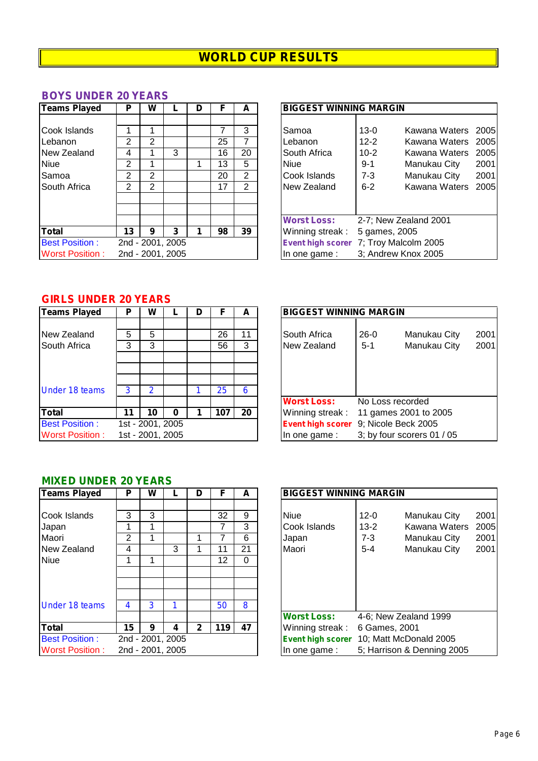# WORLD CUP RESULTS

## BOYS UNDER 20 YEARS

| Teams Played | P | W | L | D | F | A |
|---|---|---|---|---|---|---|
| Cook Islands | 1 | 1 | | | 7 | 3 |
| Lebanon | 2 | 2 | | | 25 | 7 |
| New Zealand | 4 | 1 | 3 | | 16 | 20 |
| Niue | 2 | 1 | | 1 | 13 | 5 |
| Samoa | 2 | 2 | | | 20 | 2 |
| South Africa | 2 | 2 | | | 17 | 2 |
| **Total** | **13** | **9** | **3** | **1** | **98** | **39** |
| Best Position : | 2nd - 2001, 2005 | | | | | |
| Worst Position : | 2nd - 2001, 2005 | | | | | |

| BIGGEST WINNING MARGIN | | | |
|---|---|---|---|
| Samoa | 13-0 | Kawana Waters | 2005 |
| Lebanon | 12-2 | Kawana Waters | 2005 |
| South Africa | 10-2 | Kawana Waters | 2005 |
| Niue | 9-1 | Manukau City | 2001 |
| Cook Islands | 7-3 | Manukau City | 2001 |
| New Zealand | 6-2 | Kawana Waters | 2005 |
| **Worst Loss:** | 2-7; New Zealand 2001 | | |
| Winning streak : | 5 games, 2005 | | |
| **Event high scorer** | 7; Troy Malcolm 2005 | | |
| In one game : | 3; Andrew Knox 2005 | | |

## GIRLS UNDER 20 YEARS

| Teams Played | P | W | L | D | F | A |
|---|---|---|---|---|---|---|
| New Zealand | 5 | 5 | | | 26 | 11 |
| South Africa | 3 | 3 | | | 56 | 3 |
| Under 18 teams | 3 | 2 | | 1 | 25 | 6 |
| **Total** | **11** | **10** | **0** | **1** | **107** | **20** |
| Best Position : | 1st - 2001, 2005 | | | | | |
| Worst Position : | 1st - 2001, 2005 | | | | | |

| BIGGEST WINNING MARGIN | | | |
|---|---|---|---|
| South Africa | 26-0 | Manukau City | 2001 |
| New Zealand | 5-1 | Manukau City | 2001 |
| **Worst Loss:** | No Loss recorded | | |
| Winning streak : | 11 games 2001 to 2005 | | |
| **Event high scorer** | 9; Nicole Beck 2005 | | |
| In one game : | 3; by four scorers 01 / 05 | | |

## MIXED UNDER 20 YEARS

| Teams Played | P | W | L | D | F | A |
|---|---|---|---|---|---|---|
| Cook Islands | 3 | 3 | | | 32 | 9 |
| Japan | 1 | 1 | | | 7 | 3 |
| Maori | 2 | 1 | | 1 | 7 | 6 |
| New Zealand | 4 | | 3 | 1 | 11 | 21 |
| Niue | 1 | 1 | | | 12 | 0 |
| Under 18 teams | 4 | 3 | 1 | | 50 | 8 |
| **Total** | **15** | **9** | **4** | **2** | **119** | **47** |
| Best Position : | 2nd - 2001, 2005 | | | | | |
| Worst Position : | 2nd - 2001, 2005 | | | | | |

| BIGGEST WINNING MARGIN | | | |
|---|---|---|---|
| Niue | 12-0 | Manukau City | 2001 |
| Cook Islands | 13-2 | Kawana Waters | 2005 |
| Japan | 7-3 | Manukau City | 2001 |
| Maori | 5-4 | Manukau City | 2001 |
| **Worst Loss:** | 4-6; New Zealand 1999 | | |
| Winning streak : | 6 Games, 2001 | | |
| **Event high scorer** | 10; Matt McDonald 2005 | | |
| In one game : | 5; Harrison & Denning 2005 | | |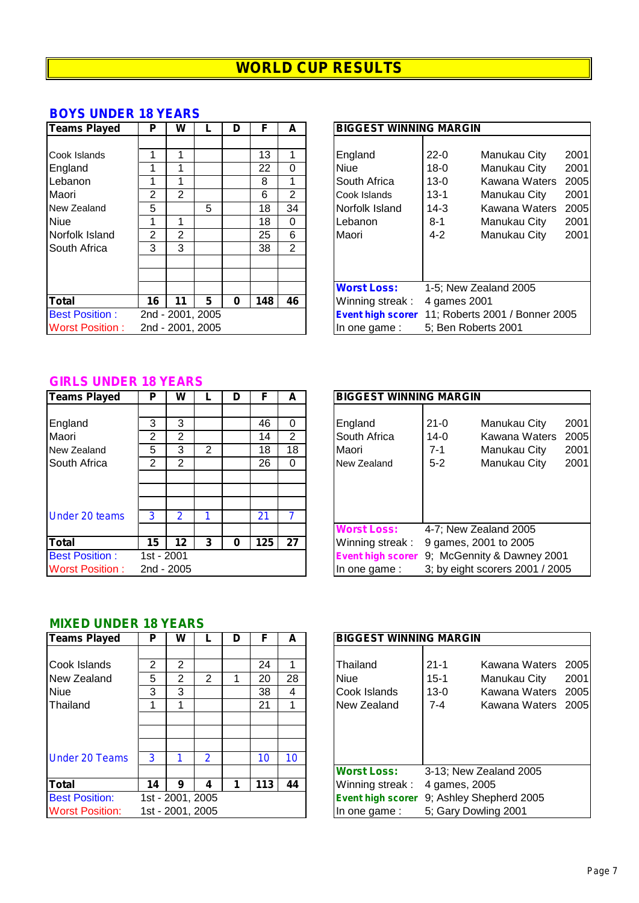# WORLD CUP RESULTS

## BOYS UNDER 18 YEARS

| Teams Played | P | W | L | D | F | A |
|---|---|---|---|---|---|---|
| Cook Islands | 1 | 1 | | | 13 | 1 |
| England | 1 | 1 | | | 22 | 0 |
| Lebanon | 1 | 1 | | | 8 | 1 |
| Maori | 2 | 2 | | | 6 | 2 |
| New Zealand | 5 | | 5 | | 18 | 34 |
| Niue | 1 | 1 | | | 18 | 0 |
| Norfolk Island | 2 | 2 | | | 25 | 6 |
| South Africa | 3 | 3 | | | 38 | 2 |
| **Total** | **16** | **11** | **5** | **0** | **148** | **46** |
| Best Position : | 2nd - 2001, 2005 | | | | | |
| Worst Position : | 2nd - 2001, 2005 | | | | | |

| BIGGEST WINNING MARGIN | | | |
|---|---|---|---|
| England | 22-0 | Manukau City | 2001 |
| Niue | 18-0 | Manukau City | 2001 |
| South Africa | 13-0 | Kawana Waters | 2005 |
| Cook Islands | 13-1 | Manukau City | 2001 |
| Norfolk Island | 14-3 | Kawana Waters | 2005 |
| Lebanon | 8-1 | Manukau City | 2001 |
| Maori | 4-2 | Manukau City | 2001 |
| Worst Loss: | 1-5; New Zealand 2005 | | |
| Winning streak : | 4 games 2001 | | |
| Event high scorer | 11; Roberts 2001 / Bonner 2005 | | |
| In one game : | 5; Ben Roberts 2001 | | |

## GIRLS UNDER 18 YEARS

| Teams Played | P | W | L | D | F | A |
|---|---|---|---|---|---|---|
| England | 3 | 3 | | | 46 | 0 |
| Maori | 2 | 2 | | | 14 | 2 |
| New Zealand | 5 | 3 | 2 | | 18 | 18 |
| South Africa | 2 | 2 | | | 26 | 0 |
| Under 20 teams | 3 | 2 | 1 | | 21 | 7 |
| **Total** | **15** | **12** | **3** | **0** | **125** | **27** |
| Best Position : | 1st - 2001 | | | | | |
| Worst Position : | 2nd - 2005 | | | | | |

| BIGGEST WINNING MARGIN | | | |
|---|---|---|---|
| England | 21-0 | Manukau City | 2001 |
| South Africa | 14-0 | Kawana Waters | 2005 |
| Maori | 7-1 | Manukau City | 2001 |
| New Zealand | 5-2 | Manukau City | 2001 |
| Worst Loss: | 4-7; New Zealand 2005 | | |
| Winning streak : | 9 games, 2001 to 2005 | | |
| Event high scorer | 9; McGennity & Dawney 2001 | | |
| In one game : | 3; by eight scorers 2001 / 2005 | | |

## MIXED UNDER 18 YEARS

| Teams Played | P | W | L | D | F | A |
|---|---|---|---|---|---|---|
| Cook Islands | 2 | 2 | | | 24 | 1 |
| New Zealand | 5 | 2 | 2 | 1 | 20 | 28 |
| Niue | 3 | 3 | | | 38 | 4 |
| Thailand | 1 | 1 | | | 21 | 1 |
| Under 20 Teams | 3 | 1 | 2 | | 10 | 10 |
| **Total** | **14** | **9** | **4** | **1** | **113** | **44** |
| Best Position: | 1st - 2001, 2005 | | | | | |
| Worst Position: | 1st - 2001, 2005 | | | | | |

| BIGGEST WINNING MARGIN | | | |
|---|---|---|---|
| Thailand | 21-1 | Kawana Waters | 2005 |
| Niue | 15-1 | Manukau City | 2001 |
| Cook Islands | 13-0 | Kawana Waters | 2005 |
| New Zealand | 7-4 | Kawana Waters | 2005 |
| Worst Loss: | 3-13; New Zealand 2005 | | |
| Winning streak : | 4 games, 2005 | | |
| Event high scorer | 9; Ashley Shepherd 2005 | | |
| In one game : | 5; Gary Dowling 2001 | | |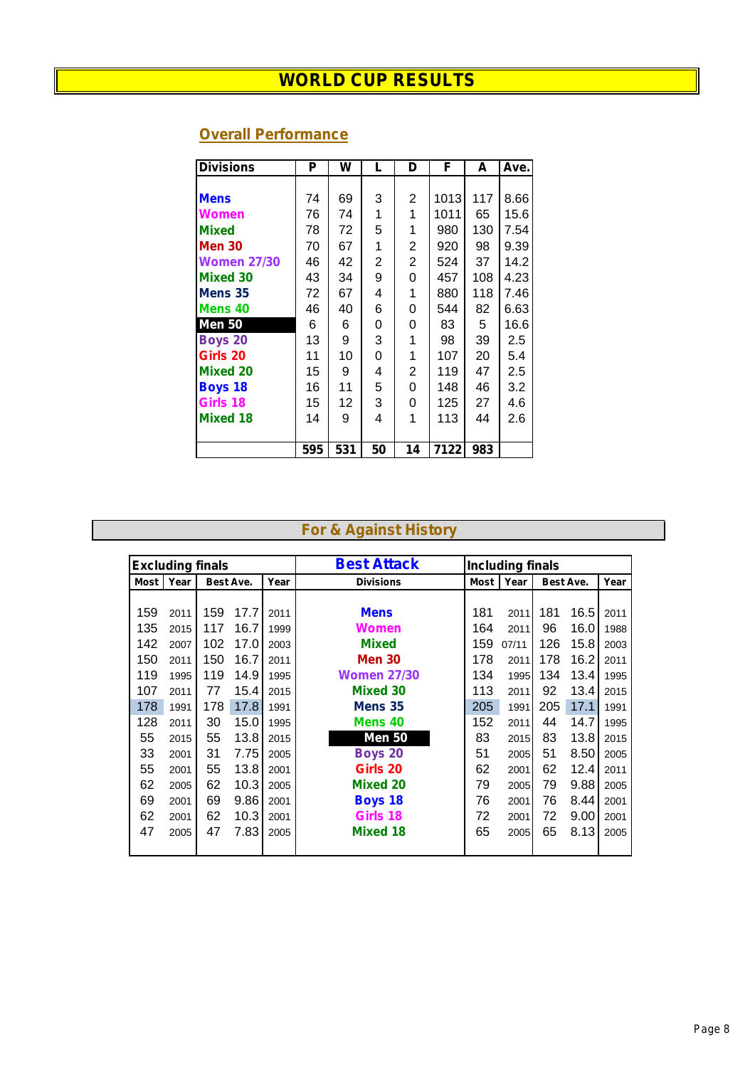# WORLD CUP RESULTS

## Overall Performance

| Divisions | P | W | L | D | F | A | Ave. |
|---|---|---|---|---|---|---|---|
| Mens | 74 | 69 | 3 | 2 | 1013 | 117 | 8.66 |
| Women | 76 | 74 | 1 | 1 | 1011 | 65 | 15.6 |
| Mixed | 78 | 72 | 5 | 1 | 980 | 130 | 7.54 |
| Men 30 | 70 | 67 | 1 | 2 | 920 | 98 | 9.39 |
| Women 27/30 | 46 | 42 | 2 | 2 | 524 | 37 | 14.2 |
| Mixed 30 | 43 | 34 | 9 | 0 | 457 | 108 | 4.23 |
| Mens 35 | 72 | 67 | 4 | 1 | 880 | 118 | 7.46 |
| Mens 40 | 46 | 40 | 6 | 0 | 544 | 82 | 6.63 |
| Men 50 | 6 | 6 | 0 | 0 | 83 | 5 | 16.6 |
| Boys 20 | 13 | 9 | 3 | 1 | 98 | 39 | 2.5 |
| Girls 20 | 11 | 10 | 0 | 1 | 107 | 20 | 5.4 |
| Mixed 20 | 15 | 9 | 4 | 2 | 119 | 47 | 2.5 |
| Boys 18 | 16 | 11 | 5 | 0 | 148 | 46 | 3.2 |
| Girls 18 | 15 | 12 | 3 | 0 | 125 | 27 | 4.6 |
| Mixed 18 | 14 | 9 | 4 | 1 | 113 | 44 | 2.6 |
| | 595 | 531 | 50 | 14 | 7122 | 983 | |

## For & Against History

| Excluding finals | | | | | Best Attack | Including finals | | | | |
|---|---|---|---|---|---|---|---|---|---|---|
| Most | Year | Best Ave. | | Year | Divisions | Most | Year | Best Ave. | | Year |
| 159 | 2011 | 159 | 17.7 | 2011 | Mens | 181 | 2011 | 181 | 16.5 | 2011 |
| 135 | 2015 | 117 | 16.7 | 1999 | Women | 164 | 2011 | 96 | 16.0 | 1988 |
| 142 | 2007 | 102 | 17.0 | 2003 | Mixed | 159 | 07/11 | 126 | 15.8 | 2003 |
| 150 | 2011 | 150 | 16.7 | 2011 | Men 30 | 178 | 2011 | 178 | 16.2 | 2011 |
| 119 | 1995 | 119 | 14.9 | 1995 | Women 27/30 | 134 | 1995 | 134 | 13.4 | 1995 |
| 107 | 2011 | 77 | 15.4 | 2015 | Mixed 30 | 113 | 2011 | 92 | 13.4 | 2015 |
| 178 | 1991 | 178 | 17.8 | 1991 | Mens 35 | 205 | 1991 | 205 | 17.1 | 1991 |
| 128 | 2011 | 30 | 15.0 | 1995 | Mens 40 | 152 | 2011 | 44 | 14.7 | 1995 |
| 55 | 2015 | 55 | 13.8 | 2015 | Men 50 | 83 | 2015 | 83 | 13.8 | 2015 |
| 33 | 2001 | 31 | 7.75 | 2005 | Boys 20 | 51 | 2005 | 51 | 8.50 | 2005 |
| 55 | 2001 | 55 | 13.8 | 2001 | Girls 20 | 62 | 2001 | 62 | 12.4 | 2011 |
| 62 | 2005 | 62 | 10.3 | 2005 | Mixed 20 | 79 | 2005 | 79 | 9.88 | 2005 |
| 69 | 2001 | 69 | 9.86 | 2001 | Boys 18 | 76 | 2001 | 76 | 8.44 | 2001 |
| 62 | 2001 | 62 | 10.3 | 2001 | Girls 18 | 72 | 2001 | 72 | 9.00 | 2001 |
| 47 | 2005 | 47 | 7.83 | 2005 | Mixed 18 | 65 | 2005 | 65 | 8.13 | 2005 |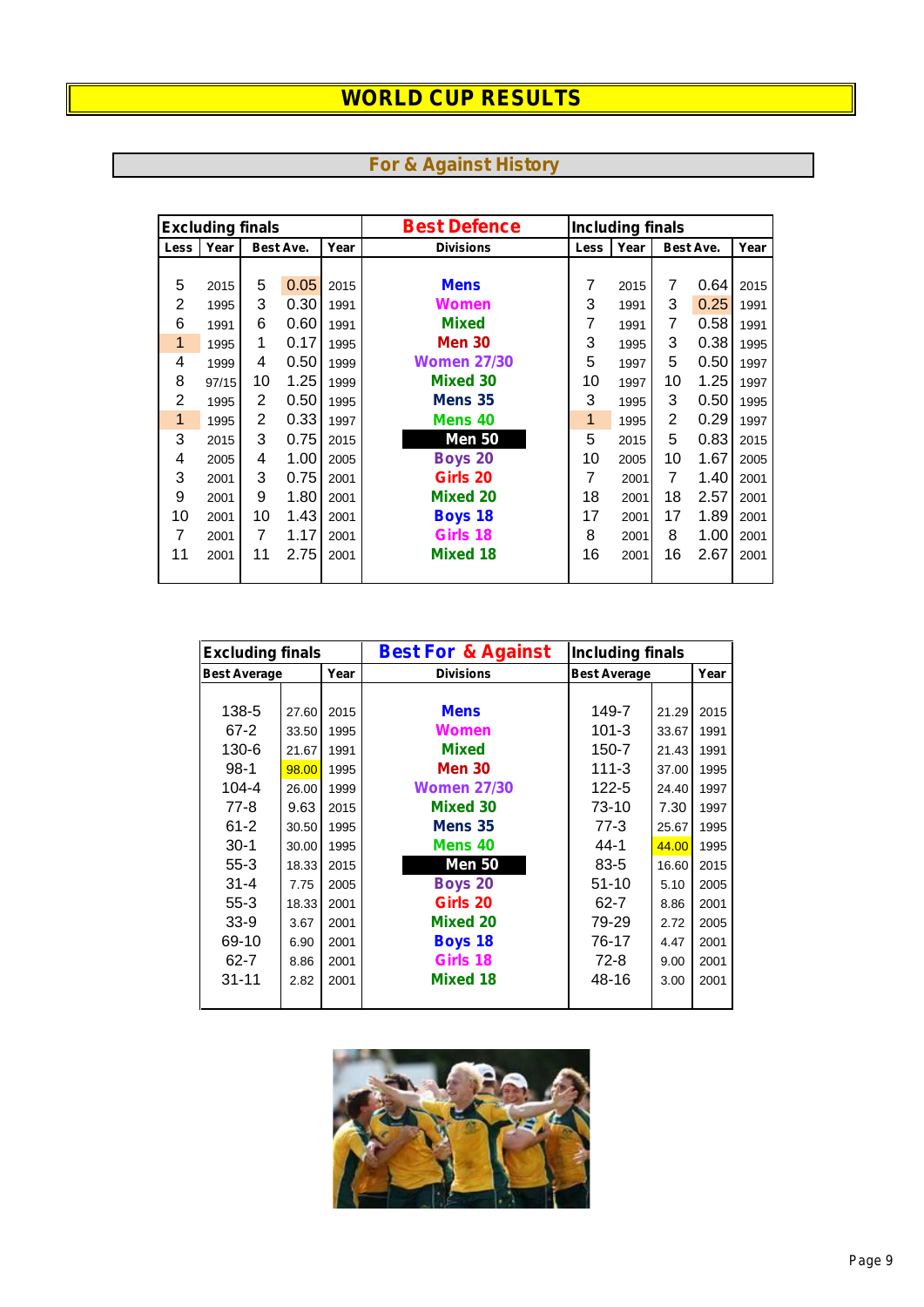# WORLD CUP RESULTS

## For & Against History

| Excluding finals | | | | | Best Defence | Including finals | | | | |
|---|---|---|---|---|---|---|---|---|---|---|
| Less | Year | Best Ave. | | Year | Divisions | Less | Year | Best Ave. | | Year |
| 5 | 2015 | 5 | 0.05 | 2015 | Mens | 7 | 2015 | 7 | 0.64 | 2015 |
| 2 | 1995 | 3 | 0.30 | 1991 | Women | 3 | 1991 | 3 | 0.25 | 1991 |
| 6 | 1991 | 6 | 0.60 | 1991 | Mixed | 7 | 1991 | 7 | 0.58 | 1991 |
| 1 | 1995 | 1 | 0.17 | 1995 | Men 30 | 3 | 1995 | 3 | 0.38 | 1995 |
| 4 | 1999 | 4 | 0.50 | 1999 | Women 27/30 | 5 | 1997 | 5 | 0.50 | 1997 |
| 8 | 97/15 | 10 | 1.25 | 1999 | Mixed 30 | 10 | 1997 | 10 | 1.25 | 1997 |
| 2 | 1995 | 2 | 0.50 | 1995 | Mens 35 | 3 | 1995 | 3 | 0.50 | 1995 |
| 1 | 1995 | 2 | 0.33 | 1997 | Mens 40 | 1 | 1995 | 2 | 0.29 | 1997 |
| 3 | 2015 | 3 | 0.75 | 2015 | Men 50 | 5 | 2015 | 5 | 0.83 | 2015 |
| 4 | 2005 | 4 | 1.00 | 2005 | Boys 20 | 10 | 2005 | 10 | 1.67 | 2005 |
| 3 | 2001 | 3 | 0.75 | 2001 | Girls 20 | 7 | 2001 | 7 | 1.40 | 2001 |
| 9 | 2001 | 9 | 1.80 | 2001 | Mixed 20 | 18 | 2001 | 18 | 2.57 | 2001 |
| 10 | 2001 | 10 | 1.43 | 2001 | Boys 18 | 17 | 2001 | 17 | 1.89 | 2001 |
| 7 | 2001 | 7 | 1.17 | 2001 | Girls 18 | 8 | 2001 | 8 | 1.00 | 2001 |
| 11 | 2001 | 11 | 2.75 | 2001 | Mixed 18 | 16 | 2001 | 16 | 2.67 | 2001 |

| Excluding finals | | | Best For & Against | Including finals | | |
|---|---|---|---|---|---|---|
| Best Average | | Year | Divisions | Best Average | | Year |
| 138-5 | 27.60 | 2015 | Mens | 149-7 | 21.29 | 2015 |
| 67-2 | 33.50 | 1995 | Women | 101-3 | 33.67 | 1991 |
| 130-6 | 21.67 | 1991 | Mixed | 150-7 | 21.43 | 1991 |
| 98-1 | 98.00 | 1995 | Men 30 | 111-3 | 37.00 | 1995 |
| 104-4 | 26.00 | 1999 | Women 27/30 | 122-5 | 24.40 | 1997 |
| 77-8 | 9.63 | 2015 | Mixed 30 | 73-10 | 7.30 | 1997 |
| 61-2 | 30.50 | 1995 | Mens 35 | 77-3 | 25.67 | 1995 |
| 30-1 | 30.00 | 1995 | Mens 40 | 44-1 | 44.00 | 1995 |
| 55-3 | 18.33 | 2015 | Men 50 | 83-5 | 16.60 | 2015 |
| 31-4 | 7.75 | 2005 | Boys 20 | 51-10 | 5.10 | 2005 |
| 55-3 | 18.33 | 2001 | Girls 20 | 62-7 | 8.86 | 2001 |
| 33-9 | 3.67 | 2001 | Mixed 20 | 79-29 | 2.72 | 2005 |
| 69-10 | 6.90 | 2001 | Boys 18 | 76-17 | 4.47 | 2001 |
| 62-7 | 8.86 | 2001 | Girls 18 | 72-8 | 9.00 | 2001 |
| 31-11 | 2.82 | 2001 | Mixed 18 | 48-16 | 3.00 | 2001 |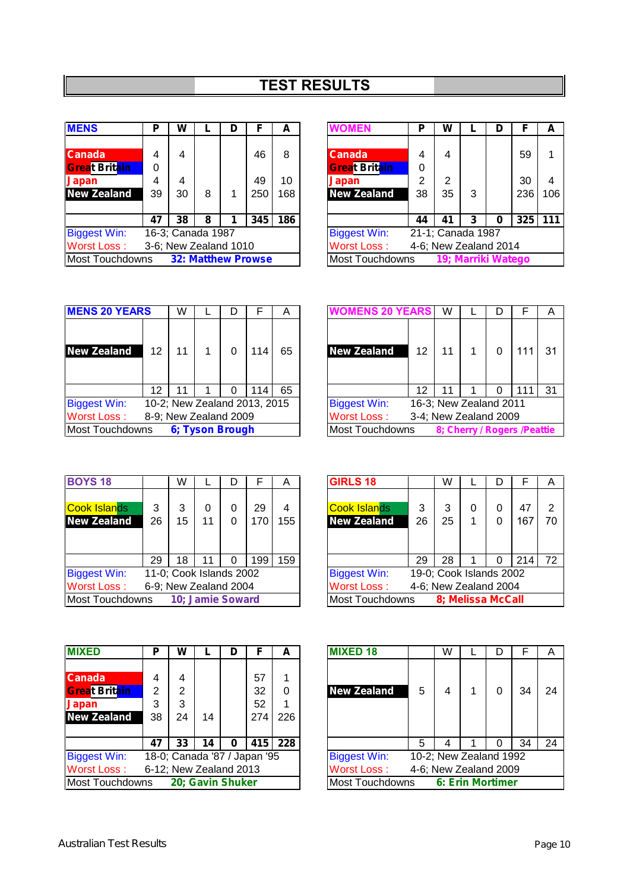# TEST RESULTS

| MENS | P | W | L | D | F | A |
|---|---|---|---|---|---|---|
| Canada | 4 | 4 | | | 46 | 8 |
| Great Britain | 0 | | | | | |
| Japan | 4 | 4 | | | 49 | 10 |
| New Zealand | 39 | 30 | 8 | 1 | 250 | 168 |
| | **47** | **38** | **8** | **1** | **345** | **186** |
| Biggest Win: | 16-3; Canada 1987 | | | | | |
| Worst Loss : | 3-6; New Zealand 1010 | | | | | |
| Most Touchdowns | **32: Matthew Prowse** | | | | | |

| WOMEN | P | W | L | D | F | A |
|---|---|---|---|---|---|---|
| Canada | 4 | 4 | | | 59 | 1 |
| Great Britain | 0 | | | | | |
| Japan | 2 | 2 | | | 30 | 4 |
| New Zealand | 38 | 35 | 3 | | 236 | 106 |
| | **44** | **41** | **3** | **0** | **325** | **111** |
| Biggest Win: | 21-1; Canada 1987 | | | | | |
| Worst Loss : | 4-6; New Zealand 2014 | | | | | |
| Most Touchdowns | **19; Marriki Watego** | | | | | |

| MENS 20 YEARS | | W | L | D | F | A |
|---|---|---|---|---|---|---|
| New Zealand | 12 | 11 | 1 | 0 | 114 | 65 |
| | 12 | 11 | 1 | 0 | 114 | 65 |
| Biggest Win: | 10-2; New Zealand 2013, 2015 | | | | | |
| Worst Loss : | 8-9; New Zealand 2009 | | | | | |
| Most Touchdowns | **6; Tyson Brough** | | | | | |

| WOMENS 20 YEARS | | W | L | D | F | A |
|---|---|---|---|---|---|---|
| New Zealand | 12 | 11 | 1 | 0 | 111 | 31 |
| | 12 | 11 | 1 | 0 | 111 | 31 |
| Biggest Win: | 16-3; New Zealand 2011 | | | | | |
| Worst Loss : | 3-4; New Zealand 2009 | | | | | |
| Most Touchdowns | **8; Cherry / Rogers /Peattie** | | | | | |

| BOYS 18 | | W | L | D | F | A |
|---|---|---|---|---|---|---|
| Cook Islands | 3 | 3 | 0 | 0 | 29 | 4 |
| New Zealand | 26 | 15 | 11 | 0 | 170 | 155 |
| | 29 | 18 | 11 | 0 | 199 | 159 |
| Biggest Win: | 11-0; Cook Islands 2002 | | | | | |
| Worst Loss : | 6-9; New Zealand 2004 | | | | | |
| Most Touchdowns | **10; Jamie Soward** | | | | | |

| GIRLS 18 | | W | L | D | F | A |
|---|---|---|---|---|---|---|
| Cook Islands | 3 | 3 | 0 | 0 | 47 | 2 |
| New Zealand | 26 | 25 | 1 | 0 | 167 | 70 |
| | 29 | 28 | 1 | 0 | 214 | 72 |
| Biggest Win: | 19-0; Cook Islands 2002 | | | | | |
| Worst Loss : | 4-6; New Zealand 2004 | | | | | |
| Most Touchdowns | **8; Melissa McCall** | | | | | |

| MIXED | P | W | L | D | F | A |
|---|---|---|---|---|---|---|
| Canada | 4 | 4 | | | 57 | 1 |
| Great Britain | 2 | 2 | | | 32 | 0 |
| Japan | 3 | 3 | | | 52 | 1 |
| New Zealand | 38 | 24 | 14 | | 274 | 226 |
| | **47** | **33** | **14** | **0** | **415** | **228** |
| Biggest Win: | 18-0; Canada '87 / Japan '95 | | | | | |
| Worst Loss : | 6-12; New Zealand 2013 | | | | | |
| Most Touchdowns | **20; Gavin Shuker** | | | | | |

| MIXED 18 | | W | L | D | F | A |
|---|---|---|---|---|---|---|
| New Zealand | 5 | 4 | 1 | 0 | 34 | 24 |
| | 5 | 4 | 1 | 0 | 34 | 24 |
| Biggest Win: | 10-2; New Zealand 1992 | | | | | |
| Worst Loss : | 4-6; New Zealand 2009 | | | | | |
| Most Touchdowns | **6: Erin Mortimer** | | | | | |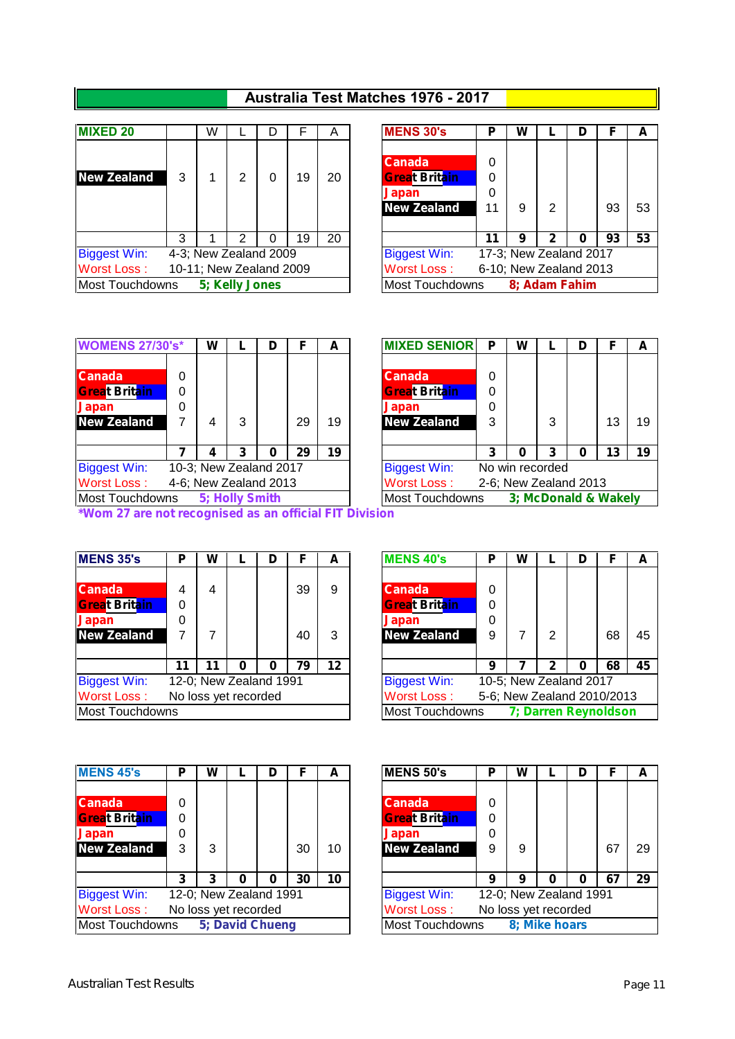# Australia Test Matches 1976 - 2017

| MIXED 20 | | W | L | D | F | A |
|---|---|---|---|---|---|---|
| New Zealand | 3 | 1 | 2 | 0 | 19 | 20 |
| | 3 | 1 | 2 | 0 | 19 | 20 |
| Biggest Win: | 4-3; New Zealand 2009 | | | | | |
| Worst Loss : | 10-11; New Zealand 2009 | | | | | |
| Most Touchdowns | 5; Kelly Jones | | | | | |

| MENS 30's | P | W | L | D | F | A |
|---|---|---|---|---|---|---|
| Canada | 0 | | | | | |
| Great Britain | 0 | | | | | |
| Japan | 0 | | | | | |
| New Zealand | 11 | 9 | 2 | | 93 | 53 |
| | **11** | **9** | **2** | **0** | **93** | **53** |
| Biggest Win: | 17-3; New Zealand 2017 | | | | | |
| Worst Loss : | 6-10; New Zealand 2013 | | | | | |
| Most Touchdowns | 8; Adam Fahim | | | | | |

| WOMENS 27/30's* | | W | L | D | F | A |
|---|---|---|---|---|---|---|
| Canada | 0 | | | | | |
| Great Britain | 0 | | | | | |
| Japan | 0 | | | | | |
| New Zealand | 7 | 4 | 3 | | 29 | 19 |
| | **7** | **4** | **3** | **0** | **29** | **19** |
| Biggest Win: | 10-3; New Zealand 2017 | | | | | |
| Worst Loss : | 4-6; New Zealand 2013 | | | | | |
| Most Touchdowns | 5; Holly Smith | | | | | |

*Wom 27 are not recognised as an official FIT Division

| MIXED SENIOR | P | W | L | D | F | A |
|---|---|---|---|---|---|---|
| Canada | 0 | | | | | |
| Great Britain | 0 | | | | | |
| Japan | 0 | | | | | |
| New Zealand | 3 | | 3 | | 13 | 19 |
| | **3** | **0** | **3** | **0** | **13** | **19** |
| Biggest Win: | No win recorded | | | | | |
| Worst Loss : | 2-6; New Zealand 2013 | | | | | |
| Most Touchdowns | 3; McDonald & Wakely | | | | | |

| MENS 35's | P | W | L | D | F | A |
|---|---|---|---|---|---|---|
| Canada | 4 | 4 | | | 39 | 9 |
| Great Britain | 0 | | | | | |
| Japan | 0 | | | | | |
| New Zealand | 7 | 7 | | | 40 | 3 |
| | **11** | **11** | **0** | **0** | **79** | **12** |
| Biggest Win: | 12-0; New Zealand 1991 | | | | | |
| Worst Loss : | No loss yet recorded | | | | | |
| Most Touchdowns | | | | | | |

| MENS 40's | P | W | L | D | F | A |
|---|---|---|---|---|---|---|
| Canada | 0 | | | | | |
| Great Britain | 0 | | | | | |
| Japan | 0 | | | | | |
| New Zealand | 9 | 7 | 2 | | 68 | 45 |
| | **9** | **7** | **2** | **0** | **68** | **45** |
| Biggest Win: | 10-5; New Zealand 2017 | | | | | |
| Worst Loss : | 5-6; New Zealand 2010/2013 | | | | | |
| Most Touchdowns | 7; Darren Reynoldson | | | | | |

| MENS 45's | P | W | L | D | F | A |
|---|---|---|---|---|---|---|
| Canada | 0 | | | | | |
| Great Britain | 0 | | | | | |
| Japan | 0 | | | | | |
| New Zealand | 3 | 3 | | | 30 | 10 |
| | **3** | **3** | **0** | **0** | **30** | **10** |
| Biggest Win: | 12-0; New Zealand 1991 | | | | | |
| Worst Loss : | No loss yet recorded | | | | | |
| Most Touchdowns | 5; David Chueng | | | | | |

| MENS 50's | P | W | L | D | F | A |
|---|---|---|---|---|---|---|
| Canada | 0 | | | | | |
| Great Britain | 0 | | | | | |
| Japan | 0 | | | | | |
| New Zealand | 9 | 9 | | | 67 | 29 |
| | **9** | **9** | **0** | **0** | **67** | **29** |
| Biggest Win: | 12-0; New Zealand 1991 | | | | | |
| Worst Loss : | No loss yet recorded | | | | | |
| Most Touchdowns | 8; Mike hoars | | | | | |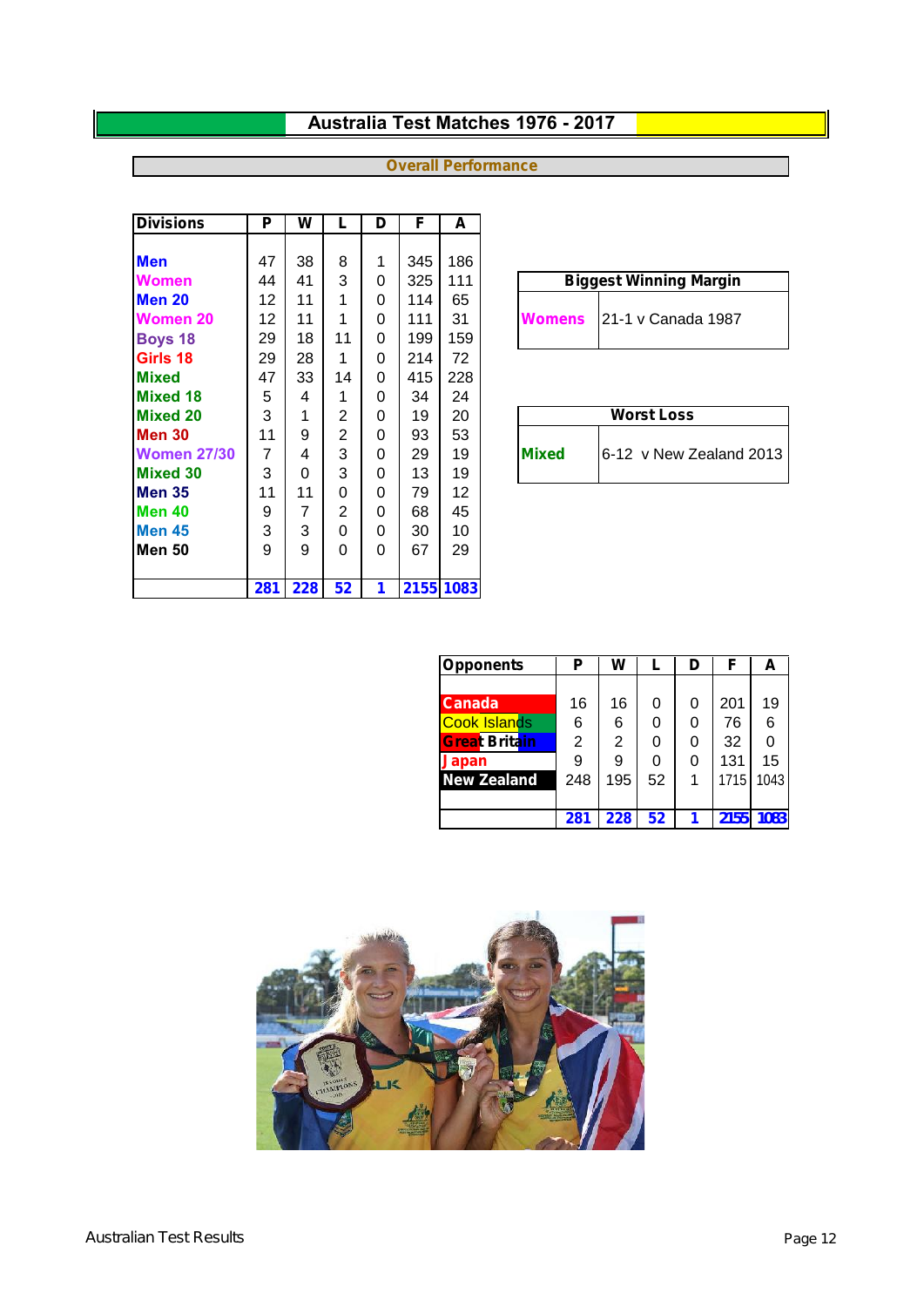# Australia Test Matches 1976 - 2017

## Overall Performance

| Divisions | P | W | L | D | F | A |
|---|---|---|---|---|---|---|
| Men | 47 | 38 | 8 | 1 | 345 | 186 |
| Women | 44 | 41 | 3 | 0 | 325 | 111 |
| Men 20 | 12 | 11 | 1 | 0 | 114 | 65 |
| Women 20 | 12 | 11 | 1 | 0 | 111 | 31 |
| Boys 18 | 29 | 18 | 11 | 0 | 199 | 159 |
| Girls 18 | 29 | 28 | 1 | 0 | 214 | 72 |
| Mixed | 47 | 33 | 14 | 0 | 415 | 228 |
| Mixed 18 | 5 | 4 | 1 | 0 | 34 | 24 |
| Mixed 20 | 3 | 1 | 2 | 0 | 19 | 20 |
| Men 30 | 11 | 9 | 2 | 0 | 93 | 53 |
| Women 27/30 | 7 | 4 | 3 | 0 | 29 | 19 |
| Mixed 30 | 3 | 0 | 3 | 0 | 13 | 19 |
| Men 35 | 11 | 11 | 0 | 0 | 79 | 12 |
| Men 40 | 9 | 7 | 2 | 0 | 68 | 45 |
| Men 45 | 3 | 3 | 0 | 0 | 30 | 10 |
| Men 50 | 9 | 9 | 0 | 0 | 67 | 29 |
| | 281 | 228 | 52 | 1 | 2155 | 1083 |

| Biggest Winning Margin | |
|---|---|
| Womens | 21-1 v Canada 1987 |

| Worst Loss | |
|---|---|
| Mixed | 6-12 v New Zealand 2013 |

| Opponents | P | W | L | D | F | A |
|---|---|---|---|---|---|---|
| Canada | 16 | 16 | 0 | 0 | 201 | 19 |
| Cook Islands | 6 | 6 | 0 | 0 | 76 | 6 |
| Great Britain | 2 | 2 | 0 | 0 | 32 | 0 |
| Japan | 9 | 9 | 0 | 0 | 131 | 15 |
| New Zealand | 248 | 195 | 52 | 1 | 1715 | 1043 |
| | 281 | 228 | 52 | 1 | 2155 | 1083 |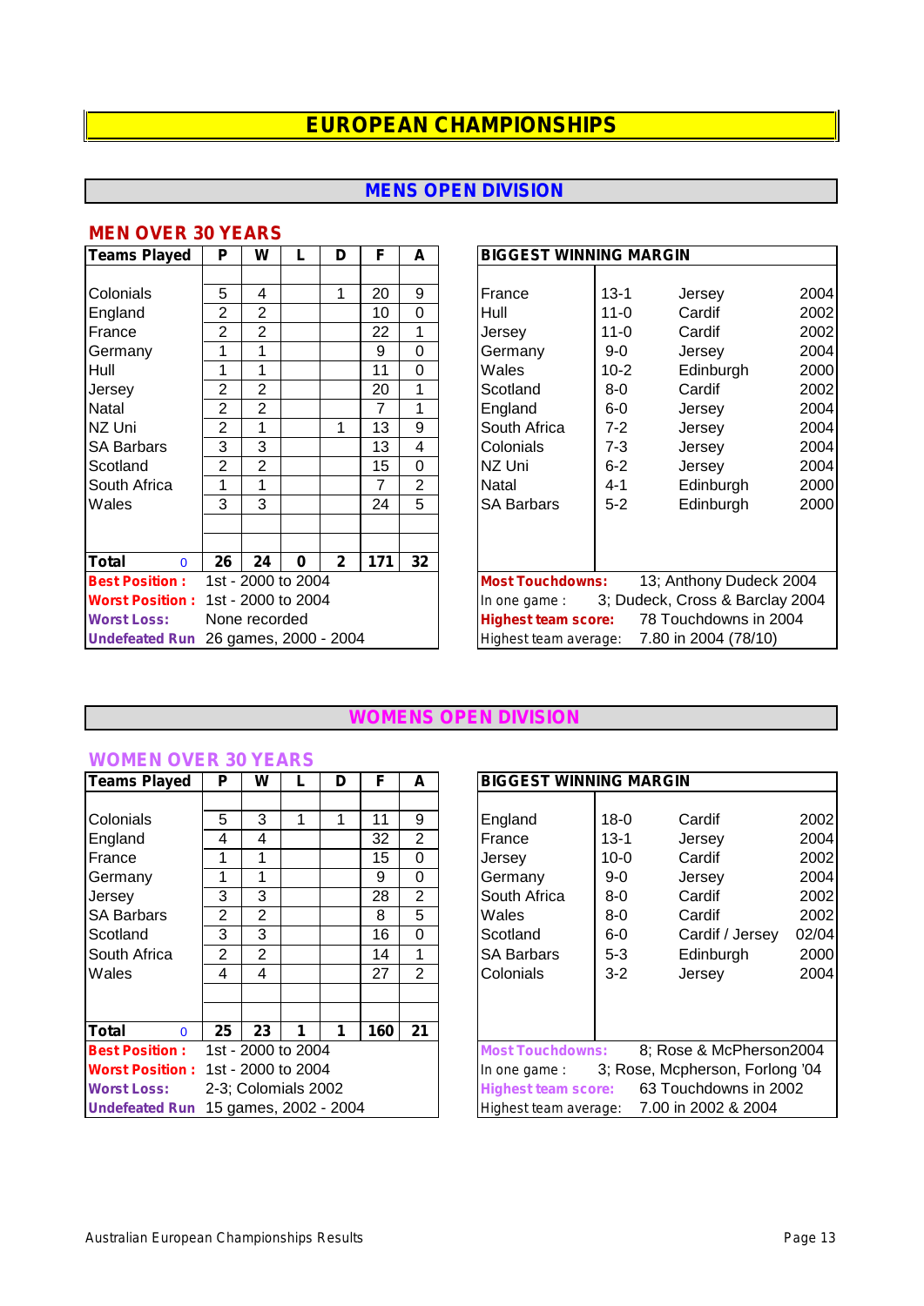# EUROPEAN CHAMPIONSHIPS

## MENS OPEN DIVISION

### MEN OVER 30 YEARS

| Teams Played | P | W | L | D | F | A |
|---|---|---|---|---|---|---|
| Colonials | 5 | 4 | | 1 | 20 | 9 |
| England | 2 | 2 | | | 10 | 0 |
| France | 2 | 2 | | | 22 | 1 |
| Germany | 1 | 1 | | | 9 | 0 |
| Hull | 1 | 1 | | | 11 | 0 |
| Jersey | 2 | 2 | | | 20 | 1 |
| Natal | 2 | 2 | | | 7 | 1 |
| NZ Uni | 2 | 1 | | 1 | 13 | 9 |
| SA Barbars | 3 | 3 | | | 13 | 4 |
| Scotland | 2 | 2 | | | 15 | 0 |
| South Africa | 1 | 1 | | | 7 | 2 |
| Wales | 3 | 3 | | | 24 | 5 |
| **Total** 0 | **26** | **24** | **0** | **2** | **171** | **32** |

**Best Position :** 1st - 2000 to 2004
**Worst Position :** 1st - 2000 to 2004
**Worst Loss:** None recorded
**Undefeated Run** 26 games, 2000 - 2004

| BIGGEST WINNING MARGIN | | | |
|---|---|---|---|
| France | 13-1 | Jersey | 2004 |
| Hull | 11-0 | Cardif | 2002 |
| Jersey | 11-0 | Cardif | 2002 |
| Germany | 9-0 | Jersey | 2004 |
| Wales | 10-2 | Edinburgh | 2000 |
| Scotland | 8-0 | Cardif | 2002 |
| England | 6-0 | Jersey | 2004 |
| South Africa | 7-2 | Jersey | 2004 |
| Colonials | 7-3 | Jersey | 2004 |
| NZ Uni | 6-2 | Jersey | 2004 |
| Natal | 4-1 | Edinburgh | 2000 |
| SA Barbars | 5-2 | Edinburgh | 2000 |

**Most Touchdowns:** 13; Anthony Dudeck 2004
In one game : 3; Dudeck, Cross & Barclay 2004
**Highest team score:** 78 Touchdowns in 2004
Highest team average: 7.80 in 2004 (78/10)

## WOMENS OPEN DIVISION

### WOMEN OVER 30 YEARS

| Teams Played | P | W | L | D | F | A |
|---|---|---|---|---|---|---|
| Colonials | 5 | 3 | 1 | 1 | 11 | 9 |
| England | 4 | 4 | | | 32 | 2 |
| France | 1 | 1 | | | 15 | 0 |
| Germany | 1 | 1 | | | 9 | 0 |
| Jersey | 3 | 3 | | | 28 | 2 |
| SA Barbars | 2 | 2 | | | 8 | 5 |
| Scotland | 3 | 3 | | | 16 | 0 |
| South Africa | 2 | 2 | | | 14 | 1 |
| Wales | 4 | 4 | | | 27 | 2 |
| **Total** 0 | **25** | **23** | **1** | **1** | **160** | **21** |

**Best Position :** 1st - 2000 to 2004
**Worst Position :** 1st - 2000 to 2004
**Worst Loss:** 2-3; Colomials 2002
**Undefeated Run** 15 games, 2002 - 2004

| BIGGEST WINNING MARGIN | | | |
|---|---|---|---|
| England | 18-0 | Cardif | 2002 |
| France | 13-1 | Jersey | 2004 |
| Jersey | 10-0 | Cardif | 2002 |
| Germany | 9-0 | Jersey | 2004 |
| South Africa | 8-0 | Cardif | 2002 |
| Wales | 8-0 | Cardif | 2002 |
| Scotland | 6-0 | Cardif / Jersey | 02/04 |
| SA Barbars | 5-3 | Edinburgh | 2000 |
| Colonials | 3-2 | Jersey | 2004 |

**Most Touchdowns:** 8; Rose & McPherson2004
In one game : 3; Rose, Mcpherson, Forlong '04
**Highest team score:** 63 Touchdowns in 2002
Highest team average: 7.00 in 2002 & 2004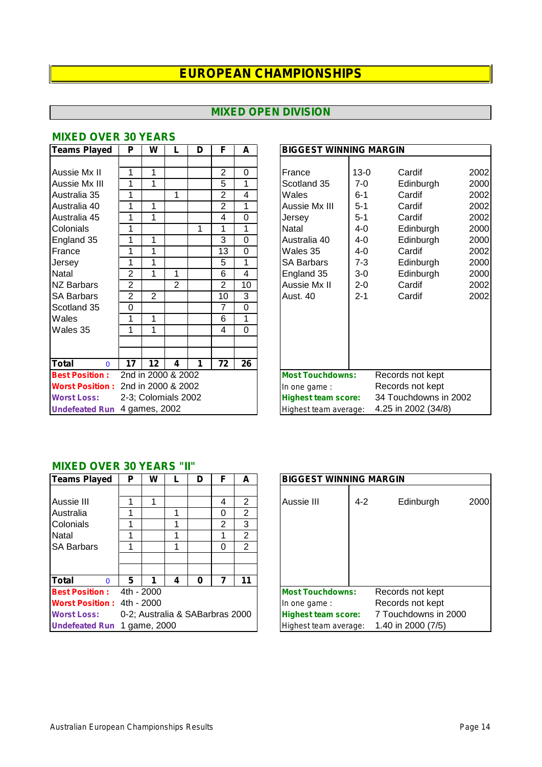# EUROPEAN CHAMPIONSHIPS

## MIXED OPEN DIVISION

### MIXED OVER 30 YEARS

| Teams Played | P | W | L | D | F | A |
|---|---|---|---|---|---|---|
| Aussie Mx II | 1 | 1 | | | 2 | 0 |
| Aussie Mx III | 1 | 1 | | | 5 | 1 |
| Australia 35 | 1 | | 1 | | 2 | 4 |
| Australia 40 | 1 | 1 | | | 2 | 1 |
| Australia 45 | 1 | 1 | | | 4 | 0 |
| Colonials | 1 | | | 1 | 1 | 1 |
| England 35 | 1 | 1 | | | 3 | 0 |
| France | 1 | 1 | | | 13 | 0 |
| Jersey | 1 | 1 | | | 5 | 1 |
| Natal | 2 | 1 | 1 | | 6 | 4 |
| NZ Barbars | 2 | | 2 | | 2 | 10 |
| SA Barbars | 2 | 2 | | | 10 | 3 |
| Scotland 35 | 0 | | | | 7 | 0 |
| Wales | 1 | 1 | | | 6 | 1 |
| Wales 35 | 1 | 1 | | | 4 | 0 |
| **Total** 0 | **17** | **12** | **4** | **1** | **72** | **26** |

**Best Position :** 2nd in 2000 & 2002
**Worst Position :** 2nd in 2000 & 2002
**Worst Loss:** 2-3; Colomials 2002
**Undefeated Run** 4 games, 2002

| BIGGEST WINNING MARGIN | | | |
|---|---|---|---|
| France | 13-0 | Cardif | 2002 |
| Scotland 35 | 7-0 | Edinburgh | 2000 |
| Wales | 6-1 | Cardif | 2002 |
| Aussie Mx III | 5-1 | Cardif | 2002 |
| Jersey | 5-1 | Cardif | 2002 |
| Natal | 4-0 | Edinburgh | 2000 |
| Australia 40 | 4-0 | Edinburgh | 2000 |
| Wales 35 | 4-0 | Cardif | 2002 |
| SA Barbars | 7-3 | Edinburgh | 2000 |
| England 35 | 3-0 | Edinburgh | 2000 |
| Aussie Mx II | 2-0 | Cardif | 2002 |
| Aust. 40 | 2-1 | Cardif | 2002 |

**Most Touchdowns:** Records not kept
In one game : Records not kept
**Highest team score:** 34 Touchdowns in 2002
Highest team average: 4.25 in 2002 (34/8)

### MIXED OVER 30 YEARS "II"

| Teams Played | P | W | L | D | F | A |
|---|---|---|---|---|---|---|
| Aussie III | 1 | 1 | | | 4 | 2 |
| Australia | 1 | | 1 | | 0 | 2 |
| Colonials | 1 | | 1 | | 2 | 3 |
| Natal | 1 | | 1 | | 1 | 2 |
| SA Barbars | 1 | | 1 | | 0 | 2 |
| **Total** 0 | **5** | **1** | **4** | **0** | **7** | **11** |

**Best Position :** 4th - 2000
**Worst Position :** 4th - 2000
**Worst Loss:** 0-2; Australia & SABarbras 2000
**Undefeated Run** 1 game, 2000

| BIGGEST WINNING MARGIN | | | |
|---|---|---|---|
| Aussie III | 4-2 | Edinburgh | 2000 |

**Most Touchdowns:** Records not kept
In one game : Records not kept
**Highest team score:** 7 Touchdowns in 2000
Highest team average: 1.40 in 2000 (7/5)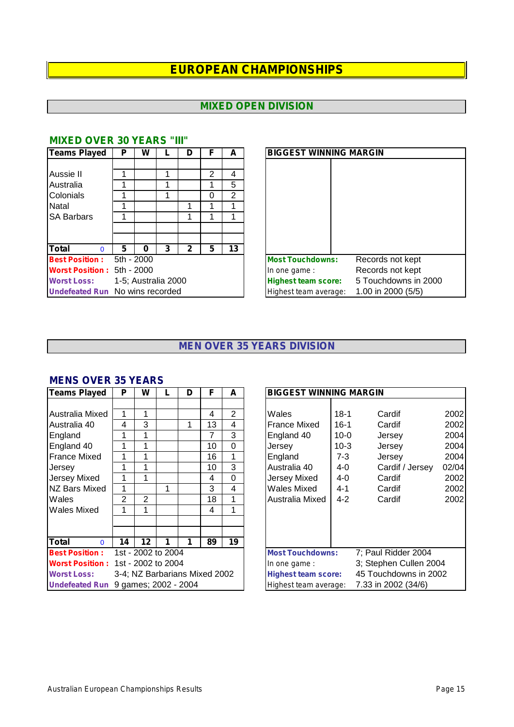# EUROPEAN CHAMPIONSHIPS

## MIXED OPEN DIVISION

### MIXED OVER 30 YEARS "III"

| Teams Played | P | W | L | D | F | A |
|---|---|---|---|---|---|---|
| Aussie II | 1 | | 1 | | 2 | 4 |
| Australia | 1 | | 1 | | 1 | 5 |
| Colonials | 1 | | 1 | | 0 | 2 |
| Natal | 1 | | | 1 | 1 | 1 |
| SA Barbars | 1 | | | 1 | 1 | 1 |
| **Total** 0 | **5** | **0** | **3** | **2** | **5** | **13** |

**Best Position :** 5th - 2000
**Worst Position :** 5th - 2000
**Worst Loss:** 1-5; Australia 2000
**Undefeated Run** No wins recorded

| BIGGEST WINNING MARGIN | |
|---|---|
| | |

**Most Touchdowns:** Records not kept
In one game : Records not kept
**Highest team score:** 5 Touchdowns in 2000
Highest team average: 1.00 in 2000 (5/5)

## MEN OVER 35 YEARS DIVISION

### MENS OVER 35 YEARS

| Teams Played | P | W | L | D | F | A |
|---|---|---|---|---|---|---|
| Australia Mixed | 1 | 1 | | | 4 | 2 |
| Australia 40 | 4 | 3 | | 1 | 13 | 4 |
| England | 1 | 1 | | | 7 | 3 |
| England 40 | 1 | 1 | | | 10 | 0 |
| France Mixed | 1 | 1 | | | 16 | 1 |
| Jersey | 1 | 1 | | | 10 | 3 |
| Jersey Mixed | 1 | 1 | | | 4 | 0 |
| NZ Bars Mixed | 1 | | 1 | | 3 | 4 |
| Wales | 2 | 2 | | | 18 | 1 |
| Wales Mixed | 1 | 1 | | | 4 | 1 |
| **Total** 0 | **14** | **12** | **1** | **1** | **89** | **19** |

**Best Position :** 1st - 2002 to 2004
**Worst Position :** 1st - 2002 to 2004
**Worst Loss:** 3-4; NZ Barbarians Mixed 2002
**Undefeated Run** 9 games; 2002 - 2004

| BIGGEST WINNING MARGIN | | | |
|---|---|---|---|
| Wales | 18-1 | Cardif | 2002 |
| France Mixed | 16-1 | Cardif | 2002 |
| England 40 | 10-0 | Jersey | 2004 |
| Jersey | 10-3 | Jersey | 2004 |
| England | 7-3 | Jersey | 2004 |
| Australia 40 | 4-0 | Cardif / Jersey | 02/04 |
| Jersey Mixed | 4-0 | Cardif | 2002 |
| Wales Mixed | 4-1 | Cardif | 2002 |
| Australia Mixed | 4-2 | Cardif | 2002 |

**Most Touchdowns:** 7; Paul Ridder 2004
In one game : 3; Stephen Cullen 2004
**Highest team score:** 45 Touchdowns in 2002
Highest team average: 7.33 in 2002 (34/6)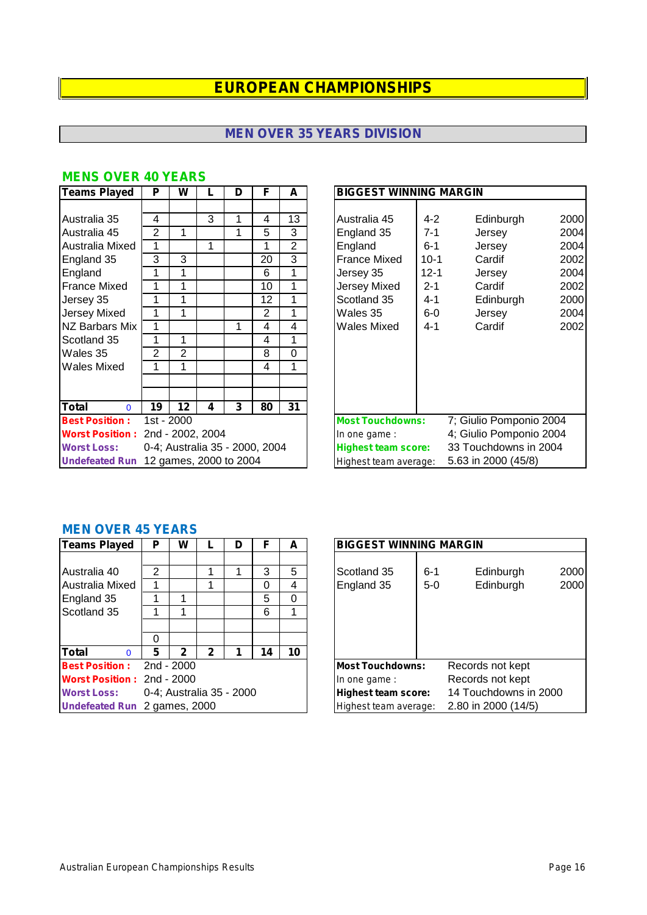# EUROPEAN CHAMPIONSHIPS

## MEN OVER 35 YEARS DIVISION

### MENS OVER 40 YEARS

| Teams Played | P | W | L | D | F | A |
|---|---|---|---|---|---|---|
| Australia 35 | 4 | | 3 | 1 | 4 | 13 |
| Australia 45 | 2 | 1 | | 1 | 5 | 3 |
| Australia Mixed | 1 | | 1 | | 1 | 2 |
| England 35 | 3 | 3 | | | 20 | 3 |
| England | 1 | 1 | | | 6 | 1 |
| France Mixed | 1 | 1 | | | 10 | 1 |
| Jersey 35 | 1 | 1 | | | 12 | 1 |
| Jersey Mixed | 1 | 1 | | | 2 | 1 |
| NZ Barbars Mix | 1 | | | 1 | 4 | 4 |
| Scotland 35 | 1 | 1 | | | 4 | 1 |
| Wales 35 | 2 | 2 | | | 8 | 0 |
| Wales Mixed | 1 | 1 | | | 4 | 1 |
| **Total** 0 | **19** | **12** | **4** | **3** | **80** | **31** |

**Best Position :** 1st - 2000
**Worst Position :** 2nd - 2002, 2004
**Worst Loss:** 0-4; Australia 35 - 2000, 2004
**Undefeated Run** 12 games, 2000 to 2004

| BIGGEST WINNING MARGIN | | | |
|---|---|---|---|
| Australia 45 | 4-2 | Edinburgh | 2000 |
| England 35 | 7-1 | Jersey | 2004 |
| England | 6-1 | Jersey | 2004 |
| France Mixed | 10-1 | Cardif | 2002 |
| Jersey 35 | 12-1 | Jersey | 2004 |
| Jersey Mixed | 2-1 | Cardif | 2002 |
| Scotland 35 | 4-1 | Edinburgh | 2000 |
| Wales 35 | 6-0 | Jersey | 2004 |
| Wales Mixed | 4-1 | Cardif | 2002 |

**Most Touchdowns:** 7; Giulio Pomponio 2004
In one game : 4; Giulio Pomponio 2004
**Highest team score:** 33 Touchdowns in 2004
Highest team average: 5.63 in 2000 (45/8)

### MEN OVER 45 YEARS

| Teams Played | P | W | L | D | F | A |
|---|---|---|---|---|---|---|
| Australia 40 | 2 | | 1 | 1 | 3 | 5 |
| Australia Mixed | 1 | | 1 | | 0 | 4 |
| England 35 | 1 | 1 | | | 5 | 0 |
| Scotland 35 | 1 | 1 | | | 6 | 1 |
| | 0 | | | | | |
| **Total** 0 | **5** | **2** | **2** | **1** | **14** | **10** |

**Best Position :** 2nd - 2000
**Worst Position :** 2nd - 2000
**Worst Loss:** 0-4; Australia 35 - 2000
**Undefeated Run** 2 games, 2000

| BIGGEST WINNING MARGIN | | | |
|---|---|---|---|
| Scotland 35 | 6-1 | Edinburgh | 2000 |
| England 35 | 5-0 | Edinburgh | 2000 |

**Most Touchdowns:** Records not kept
In one game : Records not kept
**Highest team score:** 14 Touchdowns in 2000
Highest team average: 2.80 in 2000 (14/5)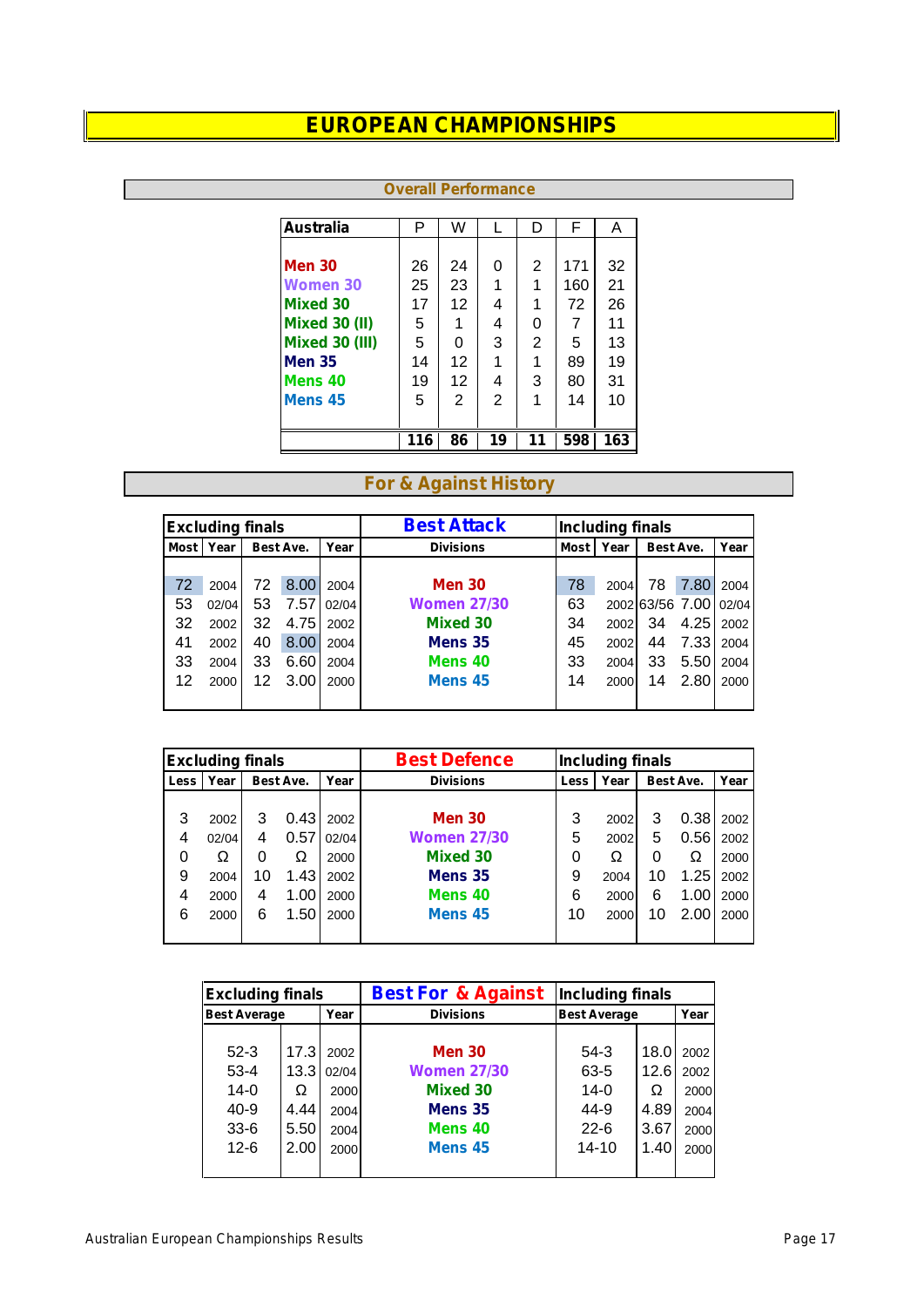# EUROPEAN CHAMPIONSHIPS

## Overall Performance

| Australia | P | W | L | D | F | A |
|---|---|---|---|---|---|---|
| Men 30 | 26 | 24 | 0 | 2 | 171 | 32 |
| Women 30 | 25 | 23 | 1 | 1 | 160 | 21 |
| Mixed 30 | 17 | 12 | 4 | 1 | 72 | 26 |
| Mixed 30 (II) | 5 | 1 | 4 | 0 | 7 | 11 |
| Mixed 30 (III) | 5 | 0 | 3 | 2 | 5 | 13 |
| Men 35 | 14 | 12 | 1 | 1 | 89 | 19 |
| Mens 40 | 19 | 12 | 4 | 3 | 80 | 31 |
| Mens 45 | 5 | 2 | 2 | 1 | 14 | 10 |
| | **116** | **86** | **19** | **11** | **598** | **163** |

## For & Against History

### Best Attack

| Excluding finals | | | | | Best Attack | Including finals | | | | |
|---|---|---|---|---|---|---|---|---|---|---|
| Most | Year | Best Ave. | | Year | Divisions | Most | Year | Best Ave. | | Year |
| 72 | 2004 | 72 | 8.00 | 2004 | Men 30 | 78 | 2004 | 78 | 7.80 | 2004 |
| 53 | 02/04 | 53 | 7.57 | 02/04 | Women 27/30 | 63 | 2002 | 63/56 | 7.00 | 02/04 |
| 32 | 2002 | 32 | 4.75 | 2002 | Mixed 30 | 34 | 2002 | 34 | 4.25 | 2002 |
| 41 | 2002 | 40 | 8.00 | 2004 | Mens 35 | 45 | 2002 | 44 | 7.33 | 2004 |
| 33 | 2004 | 33 | 6.60 | 2004 | Mens 40 | 33 | 2004 | 33 | 5.50 | 2004 |
| 12 | 2000 | 12 | 3.00 | 2000 | Mens 45 | 14 | 2000 | 14 | 2.80 | 2000 |

### Best Defence

| Excluding finals | | | | | Best Defence | Including finals | | | | |
|---|---|---|---|---|---|---|---|---|---|---|
| Less | Year | Best Ave. | | Year | Divisions | Less | Year | Best Ave. | | Year |
| 3 | 2002 | 3 | 0.43 | 2002 | Men 30 | 3 | 2002 | 3 | 0.38 | 2002 |
| 4 | 02/04 | 4 | 0.57 | 02/04 | Women 27/30 | 5 | 2002 | 5 | 0.56 | 2002 |
| 0 | Ω | 0 | Ω | 2000 | Mixed 30 | 0 | Ω | 0 | Ω | 2000 |
| 9 | 2004 | 10 | 1.43 | 2002 | Mens 35 | 9 | 2004 | 10 | 1.25 | 2002 |
| 4 | 2000 | 4 | 1.00 | 2000 | Mens 40 | 6 | 2000 | 6 | 1.00 | 2000 |
| 6 | 2000 | 6 | 1.50 | 2000 | Mens 45 | 10 | 2000 | 10 | 2.00 | 2000 |

### Best For & Against

| Excluding finals | | | Best For & Against | Including finals | | |
|---|---|---|---|---|---|---|
| Best Average | | Year | Divisions | Best Average | | Year |
| 52-3 | 17.3 | 2002 | Men 30 | 54-3 | 18.0 | 2002 |
| 53-4 | 13.3 | 02/04 | Women 27/30 | 63-5 | 12.6 | 2002 |
| 14-0 | Ω | 2000 | Mixed 30 | 14-0 | Ω | 2000 |
| 40-9 | 4.44 | 2004 | Mens 35 | 44-9 | 4.89 | 2004 |
| 33-6 | 5.50 | 2004 | Mens 40 | 22-6 | 3.67 | 2000 |
| 12-6 | 2.00 | 2000 | Mens 45 | 14-10 | 1.40 | 2000 |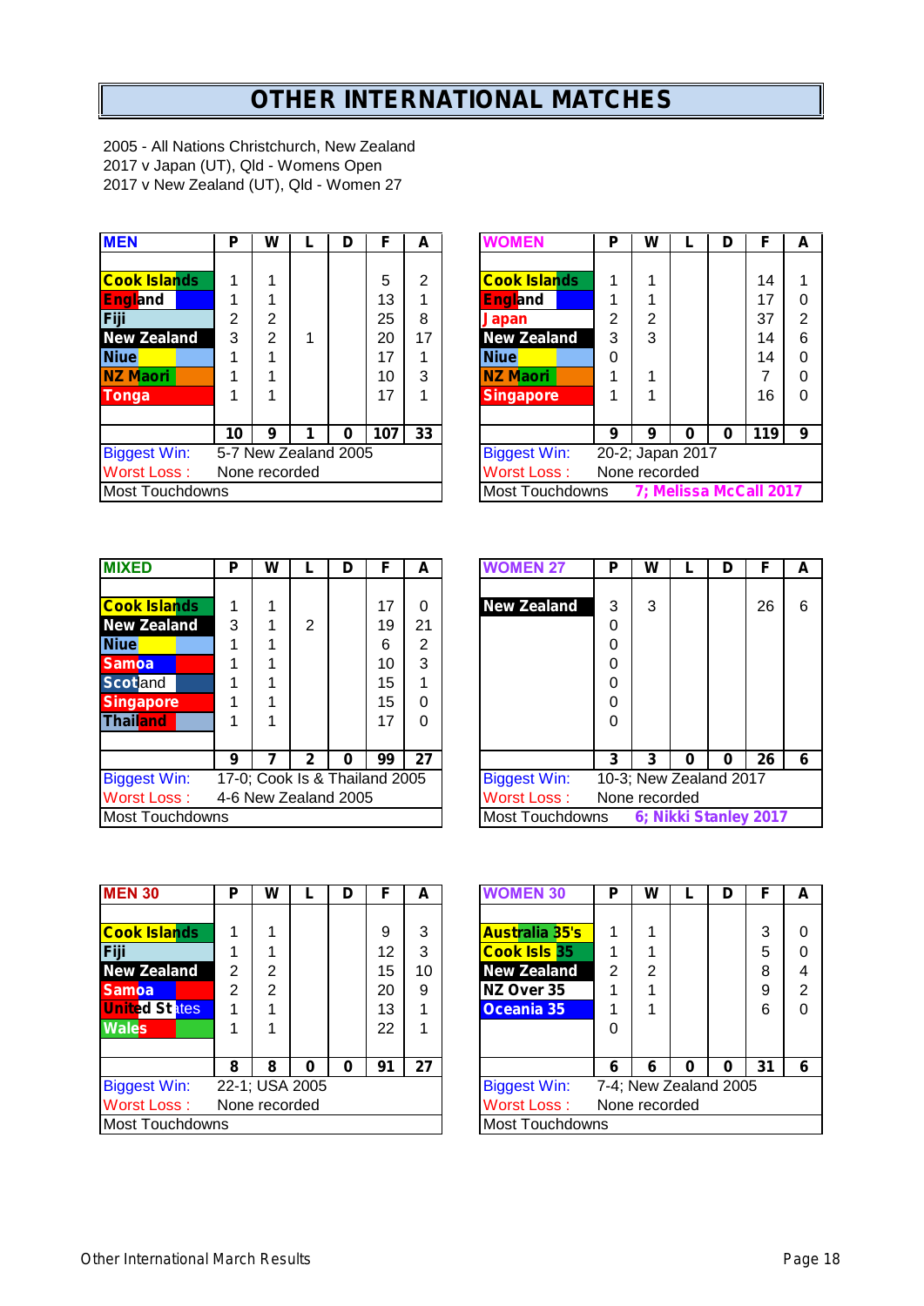# OTHER INTERNATIONAL MATCHES

2005 - All Nations Christchurch, New Zealand
2017 v Japan (UT), Qld - Womens Open
2017 v New Zealand (UT), Qld - Women 27

| MEN | P | W | L | D | F | A |
|---|---|---|---|---|---|---|
| Cook Islands | 1 | 1 | | | 5 | 2 |
| England | 1 | 1 | | | 13 | 1 |
| Fiji | 2 | 2 | | | 25 | 8 |
| New Zealand | 3 | 2 | 1 | | 20 | 17 |
| Niue | 1 | 1 | | | 17 | 1 |
| NZ Maori | 1 | 1 | | | 10 | 3 |
| Tonga | 1 | 1 | | | 17 | 1 |
| | **10** | **9** | **1** | **0** | **107** | **33** |
| Biggest Win: | 5-7 New Zealand 2005 | | | | | |
| Worst Loss : | None recorded | | | | | |
| Most Touchdowns | | | | | | |

| WOMEN | P | W | L | D | F | A |
|---|---|---|---|---|---|---|
| Cook Islands | 1 | 1 | | | 14 | 1 |
| England | 1 | 1 | | | 17 | 0 |
| Japan | 2 | 2 | | | 37 | 2 |
| New Zealand | 3 | 3 | | | 14 | 6 |
| Niue | 0 | | | | 14 | 0 |
| NZ Maori | 1 | 1 | | | 7 | 0 |
| Singapore | 1 | 1 | | | 16 | 0 |
| | **9** | **9** | **0** | **0** | **119** | **9** |
| Biggest Win: | 20-2; Japan 2017 | | | | | |
| Worst Loss : | None recorded | | | | | |
| Most Touchdowns | **7; Melissa McCall 2017** | | | | | |

| MIXED | P | W | L | D | F | A |
|---|---|---|---|---|---|---|
| Cook Islands | 1 | 1 | | | 17 | 0 |
| New Zealand | 3 | 1 | 2 | | 19 | 21 |
| Niue | 1 | 1 | | | 6 | 2 |
| Samoa | 1 | 1 | | | 10 | 3 |
| Scotland | 1 | 1 | | | 15 | 1 |
| Singapore | 1 | 1 | | | 15 | 0 |
| Thailand | 1 | 1 | | | 17 | 0 |
| | **9** | **7** | **2** | **0** | **99** | **27** |
| Biggest Win: | 17-0; Cook Is & Thailand 2005 | | | | | |
| Worst Loss : | 4-6 New Zealand 2005 | | | | | |
| Most Touchdowns | | | | | | |

| WOMEN 27 | P | W | L | D | F | A |
|---|---|---|---|---|---|---|
| New Zealand | 3 | 3 | | | 26 | 6 |
| | 0 | | | | | |
| | 0 | | | | | |
| | 0 | | | | | |
| | 0 | | | | | |
| | 0 | | | | | |
| | 0 | | | | | |
| | **3** | **3** | **0** | **0** | **26** | **6** |
| Biggest Win: | 10-3; New Zealand 2017 | | | | | |
| Worst Loss : | None recorded | | | | | |
| Most Touchdowns | **6; Nikki Stanley 2017** | | | | | |

| MEN 30 | P | W | L | D | F | A |
|---|---|---|---|---|---|---|
| Cook Islands | 1 | 1 | | | 9 | 3 |
| Fiji | 1 | 1 | | | 12 | 3 |
| New Zealand | 2 | 2 | | | 15 | 10 |
| Samoa | 2 | 2 | | | 20 | 9 |
| United States | 1 | 1 | | | 13 | 1 |
| Wales | 1 | 1 | | | 22 | 1 |
| | **8** | **8** | **0** | **0** | **91** | **27** |
| Biggest Win: | 22-1; USA 2005 | | | | | |
| Worst Loss : | None recorded | | | | | |
| Most Touchdowns | | | | | | |

| WOMEN 30 | P | W | L | D | F | A |
|---|---|---|---|---|---|---|
| Australia 35's | 1 | 1 | | | 3 | 0 |
| Cook Isls 35 | 1 | 1 | | | 5 | 0 |
| New Zealand | 2 | 2 | | | 8 | 4 |
| NZ Over 35 | 1 | 1 | | | 9 | 2 |
| Oceania 35 | 1 | 1 | | | 6 | 0 |
| | 0 | | | | | |
| | **6** | **6** | **0** | **0** | **31** | **6** |
| Biggest Win: | 7-4; New Zealand 2005 | | | | | |
| Worst Loss : | None recorded | | | | | |
| Most Touchdowns | | | | | | |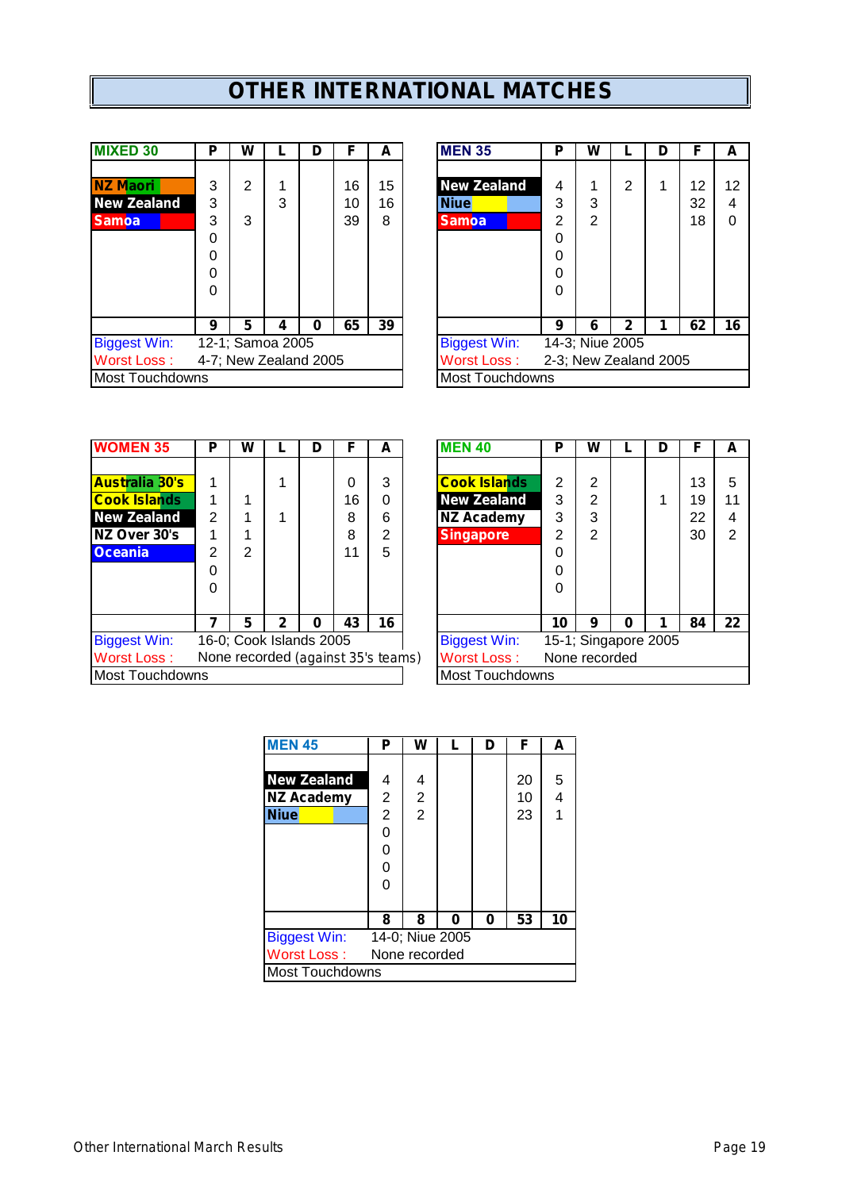# OTHER INTERNATIONAL MATCHES

| MIXED 30 | P | W | L | D | F | A |
|---|---|---|---|---|---|---|
| NZ Maori | 3 | 2 | 1 | | 16 | 15 |
| New Zealand | 3 | | 3 | | 10 | 16 |
| Samoa | 3 | 3 | | | 39 | 8 |
| | 0 | | | | | |
| | 0 | | | | | |
| | 0 | | | | | |
| | 0 | | | | | |
| | **9** | **5** | **4** | **0** | **65** | **39** |

Biggest Win: 12-1; Samoa 2005
Worst Loss : 4-7; New Zealand 2005
Most Touchdowns

| MEN 35 | P | W | L | D | F | A |
|---|---|---|---|---|---|---|
| New Zealand | 4 | 1 | 2 | 1 | 12 | 12 |
| Niue | 3 | 3 | | | 32 | 4 |
| Samoa | 2 | 2 | | | 18 | 0 |
| | 0 | | | | | |
| | 0 | | | | | |
| | 0 | | | | | |
| | 0 | | | | | |
| | **9** | **6** | **2** | **1** | **62** | **16** |

Biggest Win: 14-3; Niue 2005
Worst Loss : 2-3; New Zealand 2005
Most Touchdowns

| WOMEN 35 | P | W | L | D | F | A |
|---|---|---|---|---|---|---|
| Australia 30's | 1 | | 1 | | 0 | 3 |
| Cook Islands | 1 | 1 | | | 16 | 0 |
| New Zealand | 2 | 1 | 1 | | 8 | 6 |
| NZ Over 30's | 1 | 1 | | | 8 | 2 |
| Oceania | 2 | 2 | | | 11 | 5 |
| | 0 | | | | | |
| | 0 | | | | | |
| | **7** | **5** | **2** | **0** | **43** | **16** |

Biggest Win: 16-0; Cook Islands 2005
Worst Loss : None recorded (against 35's teams)
Most Touchdowns

| MEN 40 | P | W | L | D | F | A |
|---|---|---|---|---|---|---|
| Cook Islands | 2 | 2 | | | 13 | 5 |
| New Zealand | 3 | 2 | | 1 | 19 | 11 |
| NZ Academy | 3 | 3 | | | 22 | 4 |
| Singapore | 2 | 2 | | | 30 | 2 |
| | 0 | | | | | |
| | 0 | | | | | |
| | 0 | | | | | |
| | **10** | **9** | **0** | **1** | **84** | **22** |

Biggest Win: 15-1; Singapore 2005
Worst Loss : None recorded
Most Touchdowns

| MEN 45 | P | W | L | D | F | A |
|---|---|---|---|---|---|---|
| New Zealand | 4 | 4 | | | 20 | 5 |
| NZ Academy | 2 | 2 | | | 10 | 4 |
| Niue | 2 | 2 | | | 23 | 1 |
| | 0 | | | | | |
| | 0 | | | | | |
| | 0 | | | | | |
| | 0 | | | | | |
| | **8** | **8** | **0** | **0** | **53** | **10** |

Biggest Win: 14-0; Niue 2005
Worst Loss : None recorded
Most Touchdowns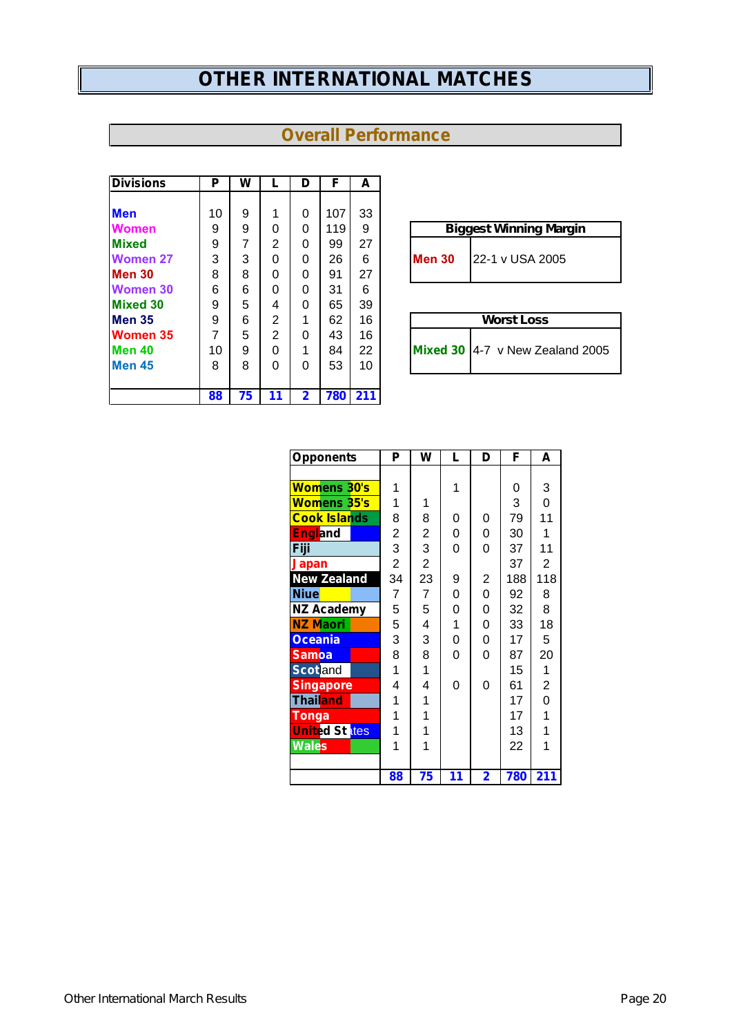# OTHER INTERNATIONAL MATCHES

## Overall Performance

| Divisions | P | W | L | D | F | A |
|---|---|---|---|---|---|---|
| Men | 10 | 9 | 1 | 0 | 107 | 33 |
| Women | 9 | 9 | 0 | 0 | 119 | 9 |
| Mixed | 9 | 7 | 2 | 0 | 99 | 27 |
| Women 27 | 3 | 3 | 0 | 0 | 26 | 6 |
| Men 30 | 8 | 8 | 0 | 0 | 91 | 27 |
| Women 30 | 6 | 6 | 0 | 0 | 31 | 6 |
| Mixed 30 | 9 | 5 | 4 | 0 | 65 | 39 |
| Men 35 | 9 | 6 | 2 | 1 | 62 | 16 |
| Women 35 | 7 | 5 | 2 | 0 | 43 | 16 |
| Men 40 | 10 | 9 | 0 | 1 | 84 | 22 |
| Men 45 | 8 | 8 | 0 | 0 | 53 | 10 |
| | **88** | **75** | **11** | **2** | **780** | **211** |

| Biggest Winning Margin | |
|---|---|
| Men 30 | 22-1 v USA 2005 |

| Worst Loss | |
|---|---|
| Mixed 30 | 4-7 v New Zealand 2005 |

| Opponents | P | W | L | D | F | A |
|---|---|---|---|---|---|---|
| Womens 30's | 1 | | 1 | | 0 | 3 |
| Womens 35's | 1 | 1 | | | 3 | 0 |
| Cook Islands | 8 | 8 | 0 | 0 | 79 | 11 |
| England | 2 | 2 | 0 | 0 | 30 | 1 |
| Fiji | 3 | 3 | 0 | 0 | 37 | 11 |
| Japan | 2 | 2 | | | 37 | 2 |
| New Zealand | 34 | 23 | 9 | 2 | 188 | 118 |
| Niue | 7 | 7 | 0 | 0 | 92 | 8 |
| NZ Academy | 5 | 5 | 0 | 0 | 32 | 8 |
| NZ Maori | 5 | 4 | 1 | 0 | 33 | 18 |
| Oceania | 3 | 3 | 0 | 0 | 17 | 5 |
| Samoa | 8 | 8 | 0 | 0 | 87 | 20 |
| Scotland | 1 | 1 | | | 15 | 1 |
| Singapore | 4 | 4 | 0 | 0 | 61 | 2 |
| Thailand | 1 | 1 | | | 17 | 0 |
| Tonga | 1 | 1 | | | 17 | 1 |
| United States | 1 | 1 | | | 13 | 1 |
| Wales | 1 | 1 | | | 22 | 1 |
| | **88** | **75** | **11** | **2** | **780** | **211** |